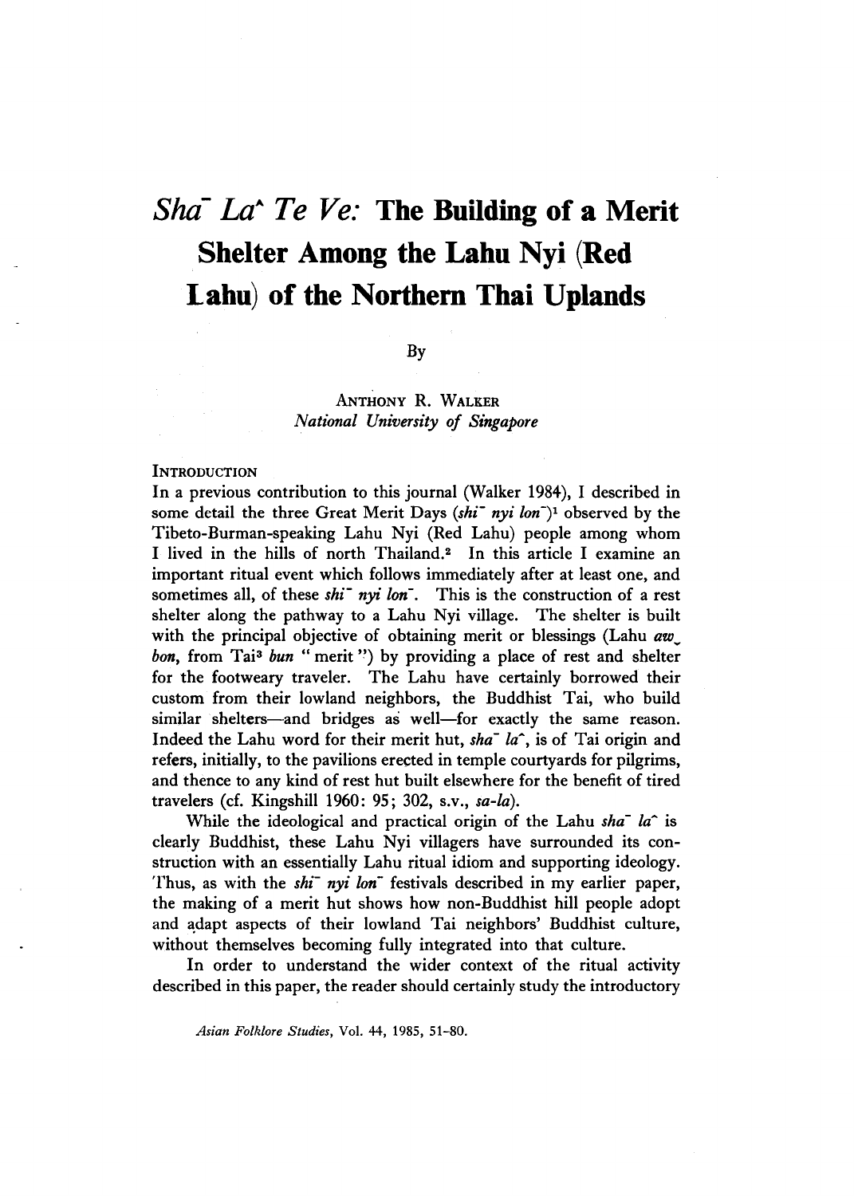# *Sha¯ La^ Te Ve:* The Building of a Merit Shelter Among the Lahu Nyi (Red Lahu) of the Northern Thai Uplands

By

ANTHONY R. WALKER
*National University of Singapore*

## INTRODUCTION

In a previous contribution to this journal (Walker 1984), I described in some detail the three Great Merit Days (*shi¯ nyi lon¯*)[1] observed by the Tibeto-Burman-speaking Lahu Nyi (Red Lahu) people among whom I lived in the hills of north Thailand.[2] In this article I examine an important ritual event which follows immediately after at least one, and sometimes all, of these *shi¯ nyi lon¯*. This is the construction of a rest shelter along the pathway to a Lahu Nyi village. The shelter is built with the principal objective of obtaining merit or blessings (Lahu *aw̬ bon*, from Tai[3] *bun* "merit") by providing a place of rest and shelter for the footweary traveler. The Lahu have certainly borrowed their custom from their lowland neighbors, the Buddhist Tai, who build similar shelters—and bridges as well—for exactly the same reason. Indeed the Lahu word for their merit hut, *sha¯ la^*, is of Tai origin and refers, initially, to the pavilions erected in temple courtyards for pilgrims, and thence to any kind of rest hut built elsewhere for the benefit of tired travelers (cf. Kingshill 1960: 95; 302, s.v., *sa-la*).

While the ideological and practical origin of the Lahu *sha¯ la^* is clearly Buddhist, these Lahu Nyi villagers have surrounded its construction with an essentially Lahu ritual idiom and supporting ideology. Thus, as with the *shi¯ nyi lon¯* festivals described in my earlier paper, the making of a merit hut shows how non-Buddhist hill people adopt and adapt aspects of their lowland Tai neighbors' Buddhist culture, without themselves becoming fully integrated into that culture.

In order to understand the wider context of the ritual activity described in this paper, the reader should certainly study the introductory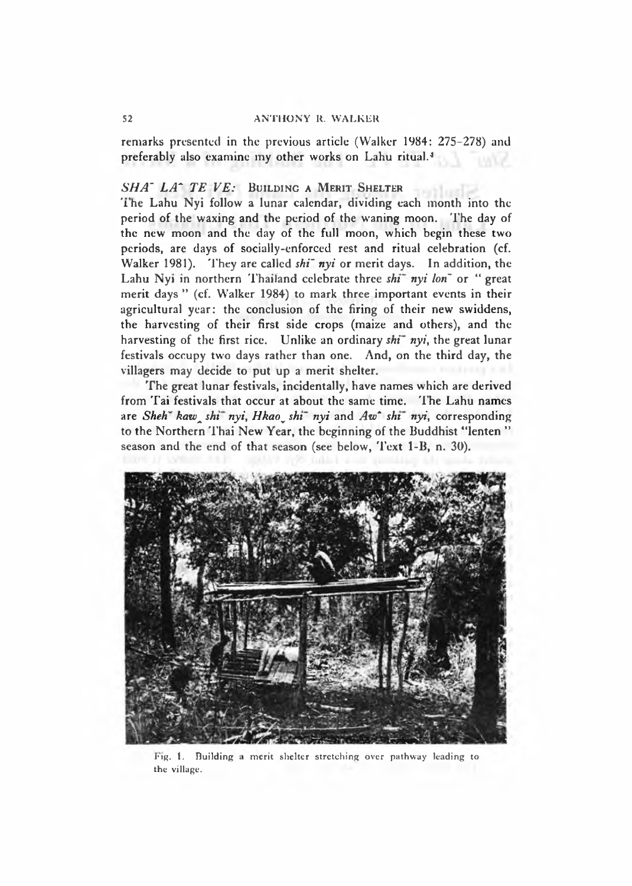remarks presented in the previous article (Walker 1984: 275–278) and preferably also examine my other works on Lahu ritual.[4]

## *SHA˘ LA^ TE VE:* Building a Merit Shelter

The Lahu Nyi follow a lunar calendar, dividing each month into the period of the waxing and the period of the waning moon. The day of the new moon and the day of the full moon, which begin these two periods, are days of socially-enforced rest and ritual celebration (cf. Walker 1981). They are called *shi˘ nyi* or merit days. In addition, the Lahu Nyi in northern Thailand celebrate three *shi˘ nyi lon˘* or "great merit days" (cf. Walker 1984) to mark three important events in their agricultural year: the conclusion of the firing of their new swiddens, the harvesting of their first side crops (maize and others), and the harvesting of the first rice. Unlike an ordinary *shi˘ nyi*, the great lunar festivals occupy two days rather than one. And, on the third day, the villagers may decide to put up a merit shelter.

The great lunar festivals, incidentally, have names which are derived from Tai festivals that occur at about the same time. The Lahu names are *Sheh˘ kaw˰ shi˘ nyi*, *Hkao˯ shi˘ nyi* and *Aw^ shi˘ nyi*, corresponding to the Northern Thai New Year, the beginning of the Buddhist "lenten" season and the end of that season (see below, Text 1-B, n. 30).

Fig. 1. Building a merit shelter stretching over pathway leading to the village.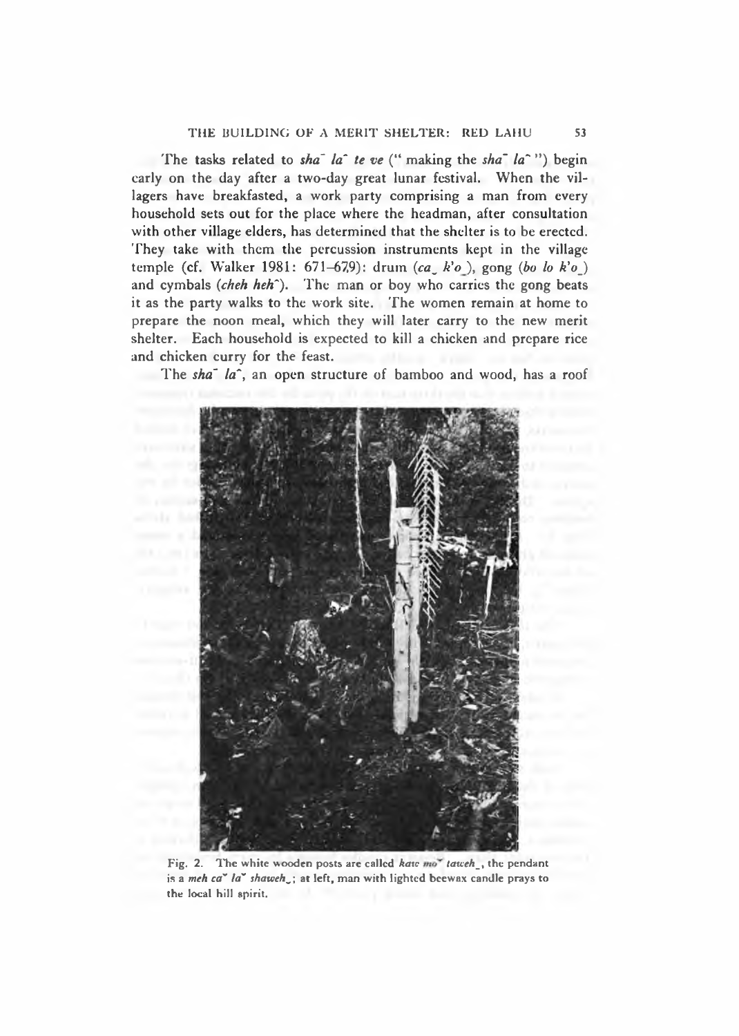The tasks related to *sha¯ la^ te ve* ("making the *sha¯ la^*") begin early on the day after a two-day great lunar festival. When the villagers have breakfasted, a work party comprising a man from every household sets out for the place where the headman, after consultation with other village elders, has determined that the shelter is to be erected. They take with them the percussion instruments kept in the village temple (cf. Walker 1981: 671–679): drum (*ca¸ k'o¸*), gong (*bo lo k'o¸*) and cymbals (*cheh heh^*). The man or boy who carries the gong beats it as the party walks to the work site. The women remain at home to prepare the noon meal, which they will later carry to the new merit shelter. Each household is expected to kill a chicken and prepare rice and chicken curry for the feast.

The *sha¯ la^*, an open structure of bamboo and wood, has a roof

Fig. 2. The white wooden posts are called *kaw mo˘ taweh¸*, the pendant is a *meh ca˘ la˘ shaweh¸*; at left, man with lighted beewax candle prays to the local hill spirit.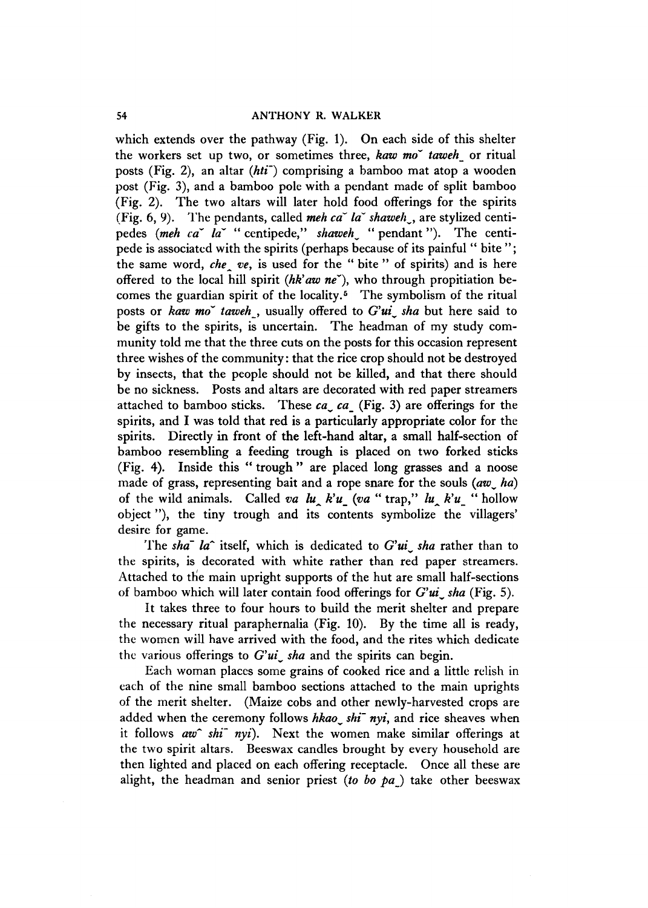which extends over the pathway (Fig. 1). On each side of this shelter the workers set up two, or sometimes three, ***kaw mo˘ taweh_*** or ritual posts (Fig. 2), an altar (*hti¯*) comprising a bamboo mat atop a wooden post (Fig. 3), and a bamboo pole with a pendant made of split bamboo (Fig. 2). The two altars will later hold food offerings for the spirits (Fig. 6, 9). The pendants, called ***meh ca˘ la˘ shaweh˯***, are stylized centipedes (*meh ca˘ la˘* "centipede," *shaweh˯* "pendant"). The centipede is associated with the spirits (perhaps because of its painful "bite"; the same word, *che˯ ve*, is used for the "bite" of spirits) and is here offered to the local hill spirit (*hk'aw ne˘*), who through propitiation becomes the guardian spirit of the locality.[5] The symbolism of the ritual posts or *kaw mo˘ taweh_*, usually offered to *G'ui˯ sha* but here said to be gifts to the spirits, is uncertain. The headman of my study community told me that the three cuts on the posts for this occasion represent three wishes of the community: that the rice crop should not be destroyed by insects, that the people should not be killed, and that there should be no sickness. Posts and altars are decorated with red paper streamers attached to bamboo sticks. These *ca˯ ca_* (Fig. 3) are offerings for the spirits, and I was told that red is a particularly appropriate color for the spirits. Directly in front of the left-hand altar, a small half-section of bamboo resembling a feeding trough is placed on two forked sticks (Fig. 4). Inside this "trough" are placed long grasses and a noose made of grass, representing bait and a rope snare for the souls (*aw˯ ha*) of the wild animals. Called *va lu˰ k'u_* (*va* "trap," *lu˰ k'u_* "hollow object"), the tiny trough and its contents symbolize the villagers' desire for game.

The *sha¯ la˰* itself, which is dedicated to *G'ui˯ sha* rather than to the spirits, is decorated with white rather than red paper streamers. Attached to the main upright supports of the hut are small half-sections of bamboo which will later contain food offerings for *G'ui˯ sha* (Fig. 5).

It takes three to four hours to build the merit shelter and prepare the necessary ritual paraphernalia (Fig. 10). By the time all is ready, the women will have arrived with the food, and the rites which dedicate the various offerings to *G'ui˯ sha* and the spirits can begin.

Each woman places some grains of cooked rice and a little relish in each of the nine small bamboo sections attached to the main uprights of the merit shelter. (Maize cobs and other newly-harvested crops are added when the ceremony follows *hkao˯ shi¯ nyi*, and rice sheaves when it follows *aw˰ shi¯ nyi*). Next the women make similar offerings at the two spirit altars. Beeswax candles brought by every household are then lighted and placed on each offering receptacle. Once all these are alight, the headman and senior priest (*to bo pa_*) take other beeswax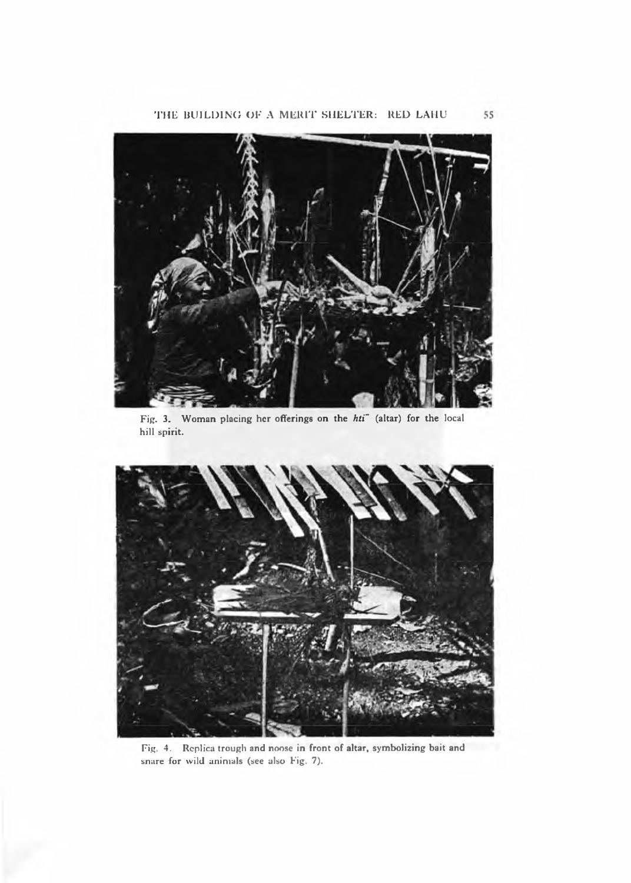Fig. 3. Woman placing her offerings on the *hti*¯ (altar) for the local hill spirit.

Fig. 4. Replica trough and noose in front of altar, symbolizing bait and snare for wild animals (see also Fig. 7).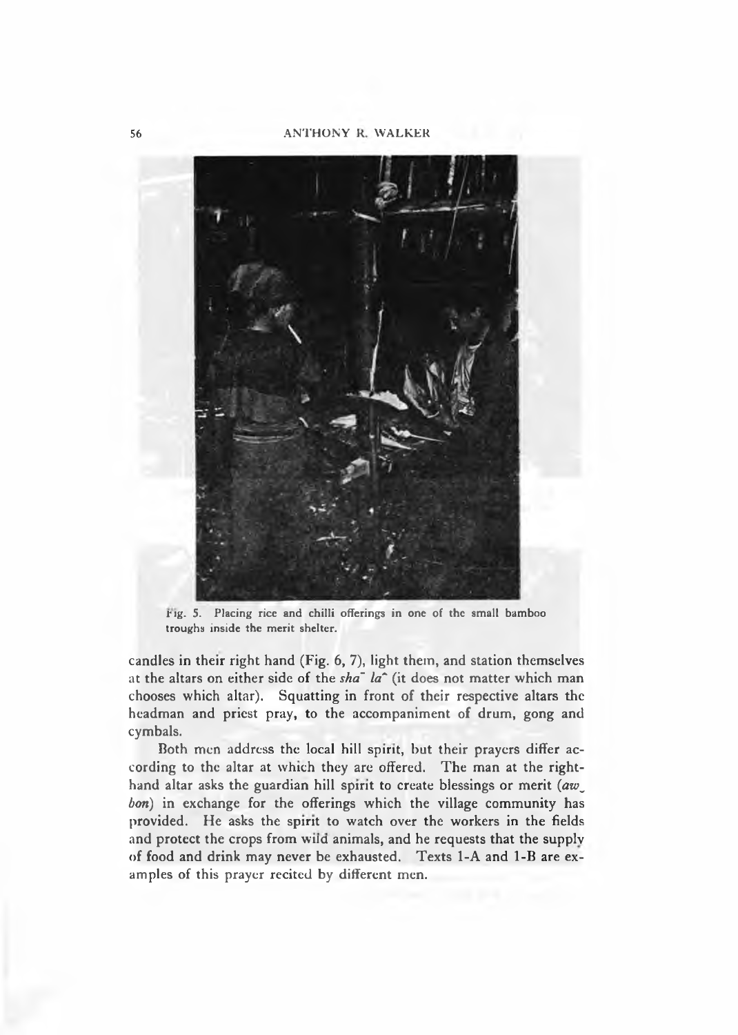Fig. 5. Placing rice and chilli offerings in one of the small bamboo troughs inside the merit shelter.

candles in their right hand (Fig. 6, 7), light them, and station themselves at the altars on either side of the *sha¯ la^* (it does not matter which man chooses which altar). Squatting in front of their respective altars the headman and priest pray, to the accompaniment of drum, gong and cymbals.

Both men address the local hill spirit, but their prayers differ according to the altar at which they are offered. The man at the right-hand altar asks the guardian hill spirit to create blessings or merit (*aw̠ bon*) in exchange for the offerings which the village community has provided. He asks the spirit to watch over the workers in the fields and protect the crops from wild animals, and he requests that the supply of food and drink may never be exhausted. Texts 1-A and 1-B are examples of this prayer recited by different men.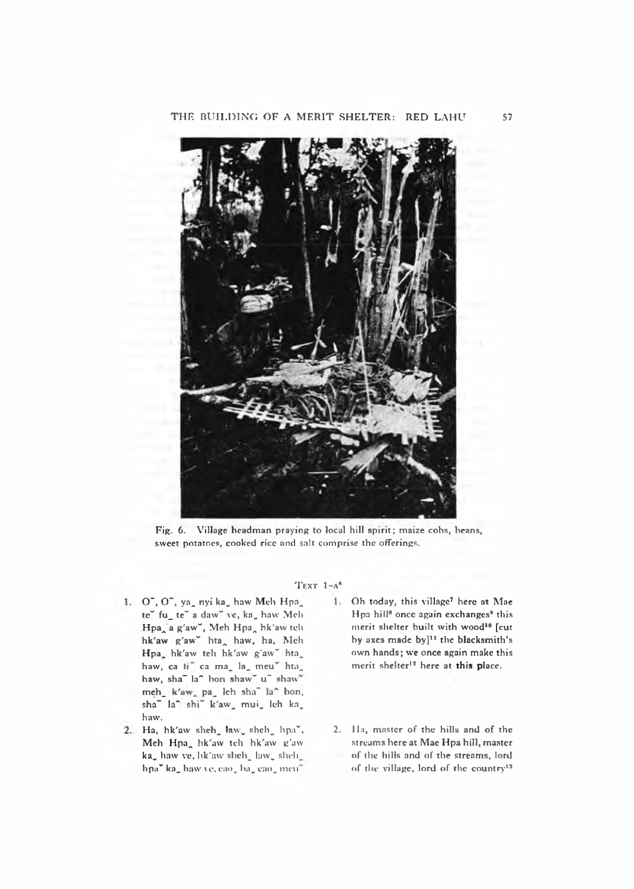Fig. 6. Village headman praying to local hill spirit; maize cobs, beans, sweet potatoes, cooked rice and salt comprise the offerings.

TEXT 1–A[6]

1. Oˉ, Oˉ, ya˽ nyi ka˯ haw Meh Hpa˽ teˇ fu˽ teˇ a dawˇ ve, ka˯ haw Meh Hpa˽ a g'awˇ, Meh Hpa˽ hk'aw teh hk'aw g'awˇ hta˽ haw, ha, Meh Hpa˽ hk'aw teh hk'aw g'awˇ hta˽ haw, ca liˉ ca ma˽ la˽ meuˇ hta˽ haw, shaˉ la^ bon shawˇ uˉ shawˉ meh˽ k'aw˽ pa˽ leh shaˉ la^ bon, shaˉ la^ shiˉ k'aw˽ mui˯ leh ka˯ haw.

2. Ha, hk'aw sheh˽ law˯ sheh˽ hpaˇ, Meh Hpa˽ hk'aw teh hk'aw g'aw ka˯ haw ve, hk'aw sheh˽ law˯ sheh˽ hpaˇ ka˯ haw ve, cao˯ ha˽ cao˯ meuˉ

1. Oh today, this village[7] here at Mae Hpa hill[8] once again exchanges[9] this merit shelter built with wood[10] [cut by axes made by][11] the blacksmith's own hands; we once again make this merit shelter[12] here at this place.

2. Ha, master of the hills and of the streams here at Mae Hpa hill, master of the hills and of the streams, lord of the village, lord of the country[13]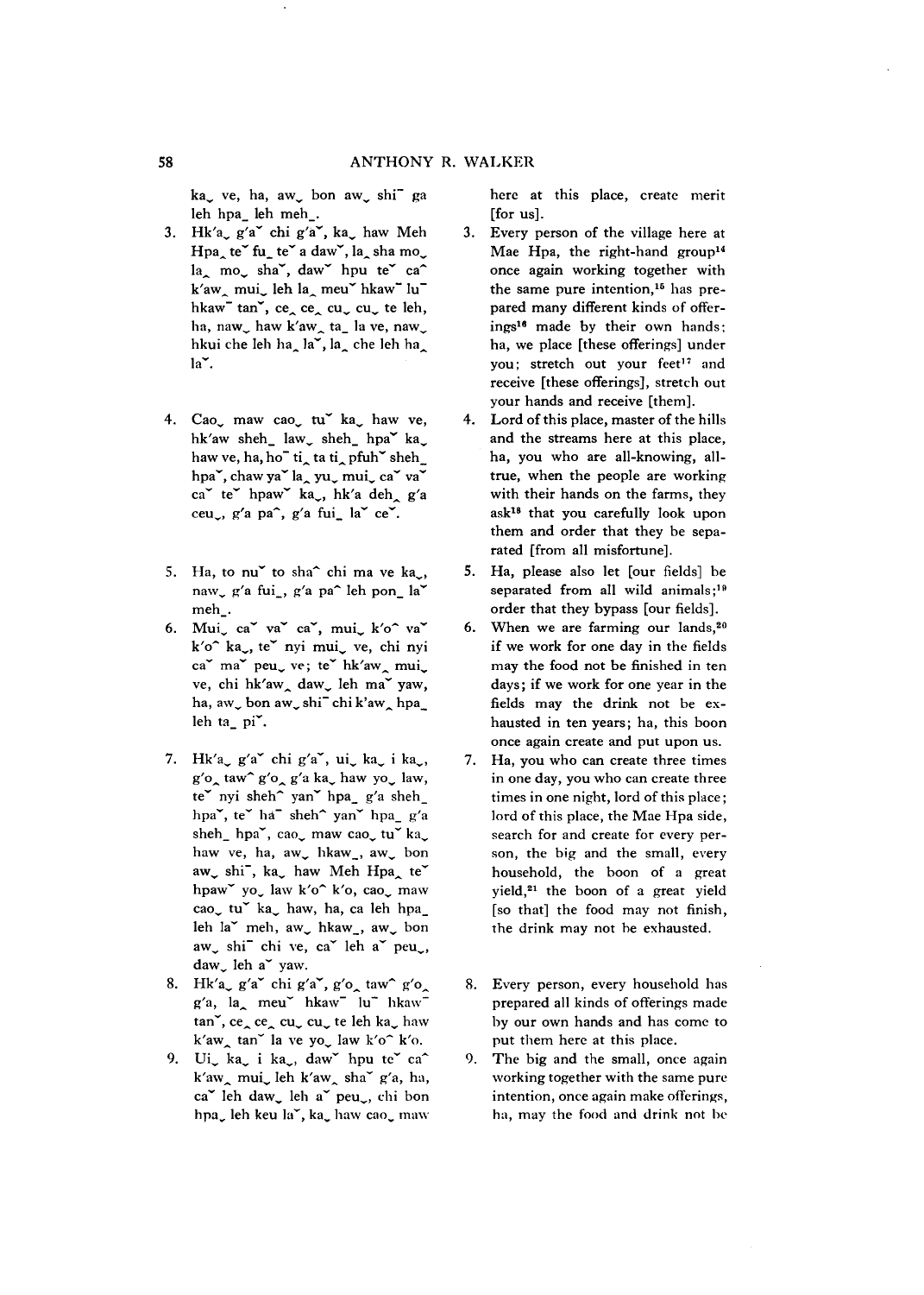kaˬ ve, ha, awˬ bon awˬ shiˉ ga leh hpaˍ leh mehˍ.

here at this place, create merit [for us].

3. Hk'aˬ g'aˇ chi g'aˇ, kaˬ haw Meh Hpa˰ teˇ fuˍ teˇ a dawˇ, la˰ sha mo˰ la˰ moˬ shaˇ, dawˇ hpu teˇ caˆ k'aw˰ muiˬ leh la˰ meuˇ hkawˉ luˉ hkawˉ tanˇ, ce˰ ce˰ cuˬ cuˬ te leh, ha, nawˬ haw k'aw˰ taˍ la ve, nawˬ hkui che leh ha˰ laˇ, la˰ che leh ha˰ laˇ.

3. Every person of the village here at Mae Hpa, the right-hand group[14] once again working together with the same pure intention,[15] has prepared many different kinds of offerings[16] made by their own hands; ha, we place [these offerings] under you; stretch out your feet[17] and receive [these offerings], stretch out your hands and receive [them].

4. Caoˬ maw caoˬ tuˇ kaˬ haw ve, hk'aw shehˍ lawˬ shehˍ hpaˇ kaˬ haw ve, ha, hoˉ tiˬ ta ti˰ pfuhˇ shehˍ hpaˇ, chaw yaˇ la˰ yuˬ muiˬ caˇ vaˇ caˇ teˇ hpawˇ kaˬ, hk'a deh˰ g'a ceuˬ, g'a paˆ, g'a fuiˬ laˇ ceˇ.

4. Lord of this place, master of the hills and the streams here at this place, ha, you who are all-knowing, all-true, when the people are working with their hands on the farms, they ask[18] that you carefully look upon them and order that they be separated [from all misfortune].

5. Ha, to nuˇ to shaˆ chi ma ve kaˬ, nawˬ g'a fuiˍ, g'a paˆ leh ponˍ laˇ mehˍ.

5. Ha, please also let [our fields] be separated from all wild animals;[19] order that they bypass [our fields].

6. Muiˬ caˇ vaˇ caˇ, muiˬ k'oˆ vaˇ k'oˆ kaˬ, teˇ nyi muiˬ ve, chi nyi caˇ maˇ peuˬ ve; teˇ hk'aw˰ muiˬ ve, chi hk'aw˰ dawˬ leh maˇ yaw, ha, awˬ bon awˬ shiˉ chi k'aw˰ hpaˍ leh taˍ piˇ.

6. When we are farming our lands,[20] if we work for one day in the fields may the food not be finished in ten days; if we work for one year in the fields may the drink not be exhausted in ten years; ha, this boon once again create and put upon us.

7. Hk'aˬ g'aˇ chi g'aˇ, uiˬ kaˬ i kaˬ, g'o˰ tawˆ g'o˰ g'a kaˬ haw yoˬ law, teˇ nyi shehˆ yanˇ hpaˍ g'a shehˍ hpaˇ, teˇ haˉ shehˆ yanˇ hpaˍ g'a shehˍ hpaˇ, caoˬ maw caoˬ tuˇ kaˬ haw ve, ha, awˬ hkawˍ, awˬ bon awˬ shiˉ, kaˬ haw Meh Hpa˰ teˇ hpawˇ yoˬ law k'oˆ k'o, caoˬ maw caoˬ tuˇ kaˬ haw, ha, ca leh hpaˍ leh laˇ meh, awˬ hkawˍ, awˬ bon awˬ shiˉ chi ve, caˇ leh aˇ peuˬ, dawˬ leh aˇ yaw.

7. Ha, you who can create three times in one day, you who can create three times in one night, lord of this place; lord of this place, the Mae Hpa side, search for and create for every person, the big and the small, every household, the boon of a great yield,[21] the boon of a great yield [so that] the food may not finish, the drink may not be exhausted.

8. Hk'aˬ g'aˇ chi g'aˇ, g'o˰ tawˆ g'o˰ g'a, la˰ meuˇ hkawˉ luˉ hkawˉ tanˇ, ce˰ ce˰ cuˬ cuˬ te leh kaˬ haw k'aw˰ tanˇ la ve yoˬ law k'oˆ k'o.

8. Every person, every household has prepared all kinds of offerings made by our own hands and has come to put them here at this place.

9. Uiˬ kaˬ i kaˬ, dawˇ hpu teˇ caˆ k'aw˰ muiˬ leh k'aw˰ shaˇ g'a, ha, caˇ leh dawˬ leh aˇ peuˬ, chi bon hpaˬ leh keu laˇ, kaˬ haw caoˬ maw

9. The big and the small, once again working together with the same pure intention, once again make offerings, ha, may the food and drink not be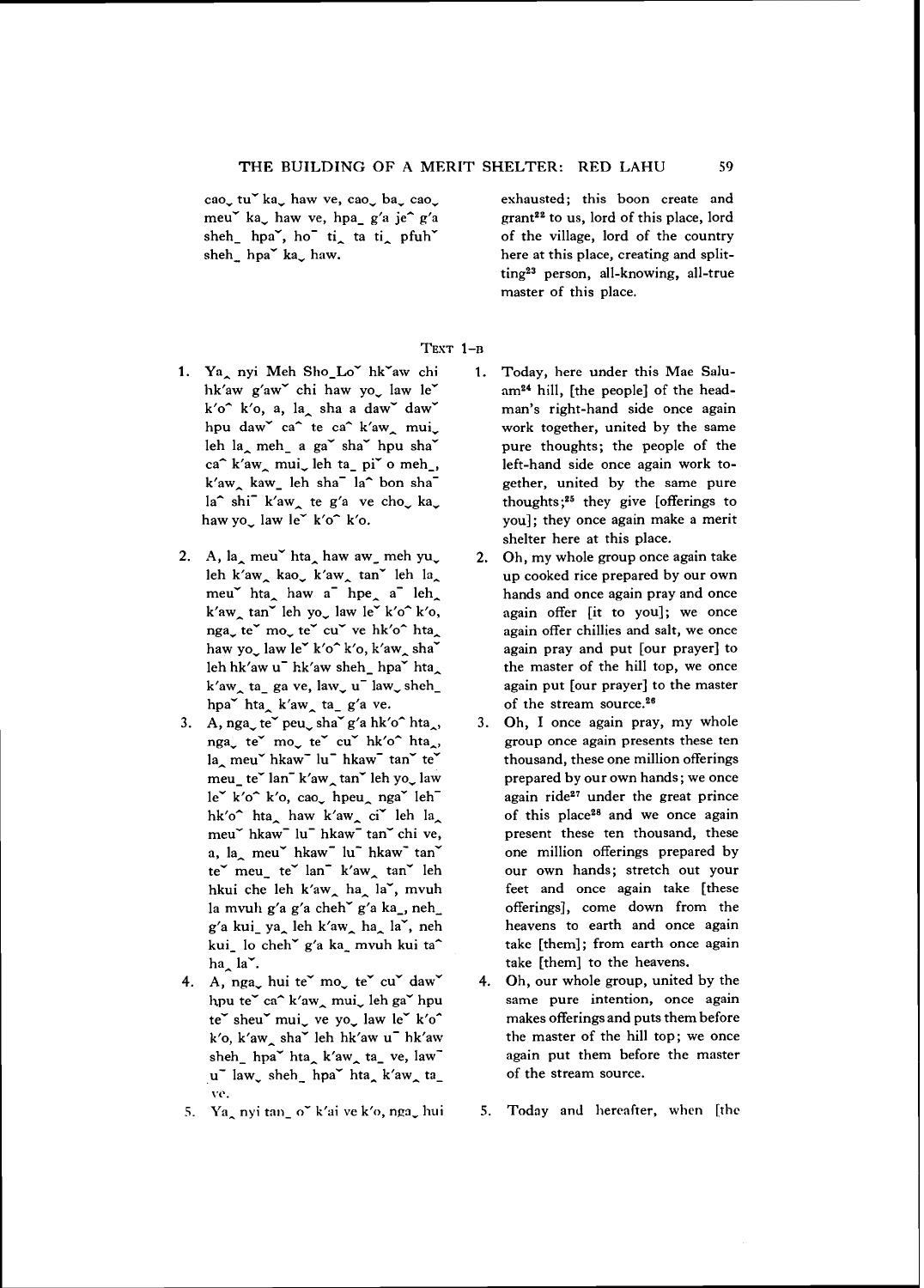cao˯ tuˇ ka˯ haw ve, cao˯ ba˯ cao˯ meuˇ ka˯ haw ve, hpa_ g'a jeˆ g'a sheh_ hpaˇ, ho¯ ti˰ ta ti˰ pfuhˇ sheh_ hpaˇ ka˯ haw.

exhausted; this boon create and grant[22] to us, lord of this place, lord of the village, lord of the country here at this place, creating and splitting[23] person, all-knowing, all-true master of this place.

## Text 1-b

1. Ya˰ nyi Meh Sho_Loˇ hkˇaw chi hk'aw g'awˇ chi haw yo˯ law leˇ k'oˆ k'o, a, la˰ sha a dawˇ dawˇ hpu dawˇ caˆ te caˆ k'aw˰ mui˯ leh la˰ meh_ a gaˇ shaˇ hpu shaˇ caˆ k'aw˰ mui˯ leh ta_ piˇ o meh_, k'aw˰ kaw_ leh sha¯ laˆ bon sha¯ laˆ shi¯ k'aw˰ te g'a ve cho˯ ka˯ haw yo˯ law leˇ k'oˆ k'o.

1. Today, here under this Mae Saluam[24] hill, [the people] of the headman's right-hand side once again work together, united by the same pure thoughts; the people of the left-hand side once again work together, united by the same pure thoughts;[25] they give [offerings to you]; they once again make a merit shelter here at this place.

2. A, la˰ meuˇ hta˰ haw aw_ meh yu˯ leh k'aw˰ kao˯ k'aw˰ tanˇ leh la˰ meuˇ hta˰ haw a¯ hpe˰ a¯ leh˰ k'aw˰ tanˇ leh yo˯ law leˇ k'oˆ k'o, nga˯ teˇ mo˯ teˇ cuˇ ve hk'oˆ hta˰ haw yo˯ law leˇ k'oˆ k'o, k'aw˰ shaˇ leh hk'aw u¯ hk'aw sheh_ hpaˇ hta˰ k'aw˰ ta_ ga ve, law˯ u¯ law˯ sheh_ hpaˇ hta˰ k'aw˰ ta_ g'a ve.

2. Oh, my whole group once again take up cooked rice prepared by our own hands and once again pray and once again offer [it to you]; we once again offer chillies and salt, we once again pray and put [our prayer] to the master of the hill top, we once again put [our prayer] to the master of the stream source.[26]

3. A, nga˯ teˇ peu˯ shaˇ g'a hk'oˆ hta˰, nga˯ teˇ mo˯ teˇ cuˇ hk'oˆ hta˰, la˰ meuˇ hkaw¯ lu¯ hkaw¯ tanˇ teˇ meu_ teˇ lan¯ k'aw˰ tanˇ leh yo˯ law leˇ k'oˆ k'o, cao˯ hpeu˰ nga˰ leh¯ hk'oˆ hta˰ haw k'aw˰ ciˇ leh la˰ meuˇ hkaw¯ lu¯ hkaw¯ tanˇ chi ve, a, la˰ meuˇ hkaw¯ lu¯ hkaw¯ tanˇ teˇ meu_ teˇ lan¯ k'aw˰ tanˇ leh hkui che leh k'aw˰ ha˰ laˇ, mvuh la mvuh g'a g'a chehˇ g'a ka_, neh_ g'a kui_ ya_ leh k'aw˰ ha˰ laˇ, neh kui_ lo chehˇ g'a ka_ mvuh kui taˆ ha˰ laˇ.

3. Oh, I once again pray, my whole group once again presents these ten thousand, these one million offerings prepared by our own hands; we once again ride[27] under the great prince of this place[28] and we once again present these ten thousand, these one million offerings prepared by our own hands; stretch out your feet and once again take [these offerings], come down from the heavens to earth and once again take [them]; from earth once again take [them] to the heavens.

4. A, nga˯ hui teˇ mo˯ teˇ cuˇ dawˇ hpu teˇ caˆ k'aw˰ mui˯ leh gaˇ hpu teˇ sheuˇ mui˯ ve yo˯ law leˇ k'oˆ k'o, k'aw˰ shaˇ leh hk'aw u¯ hk'aw sheh_ hpaˇ hta˰ k'aw˰ ta_ ve, law¯ u¯ law˯ sheh_ hpaˇ hta˰ k'aw˰ ta_ ve.

4. Oh, our whole group, united by the same pure intention, once again makes offerings and puts them before the master of the hill top; we once again put them before the master of the stream source.

5. Ya˰ nyi tan_ oˇ k'ai ve k'o, nga˯ hui

5. Today and hereafter, when [the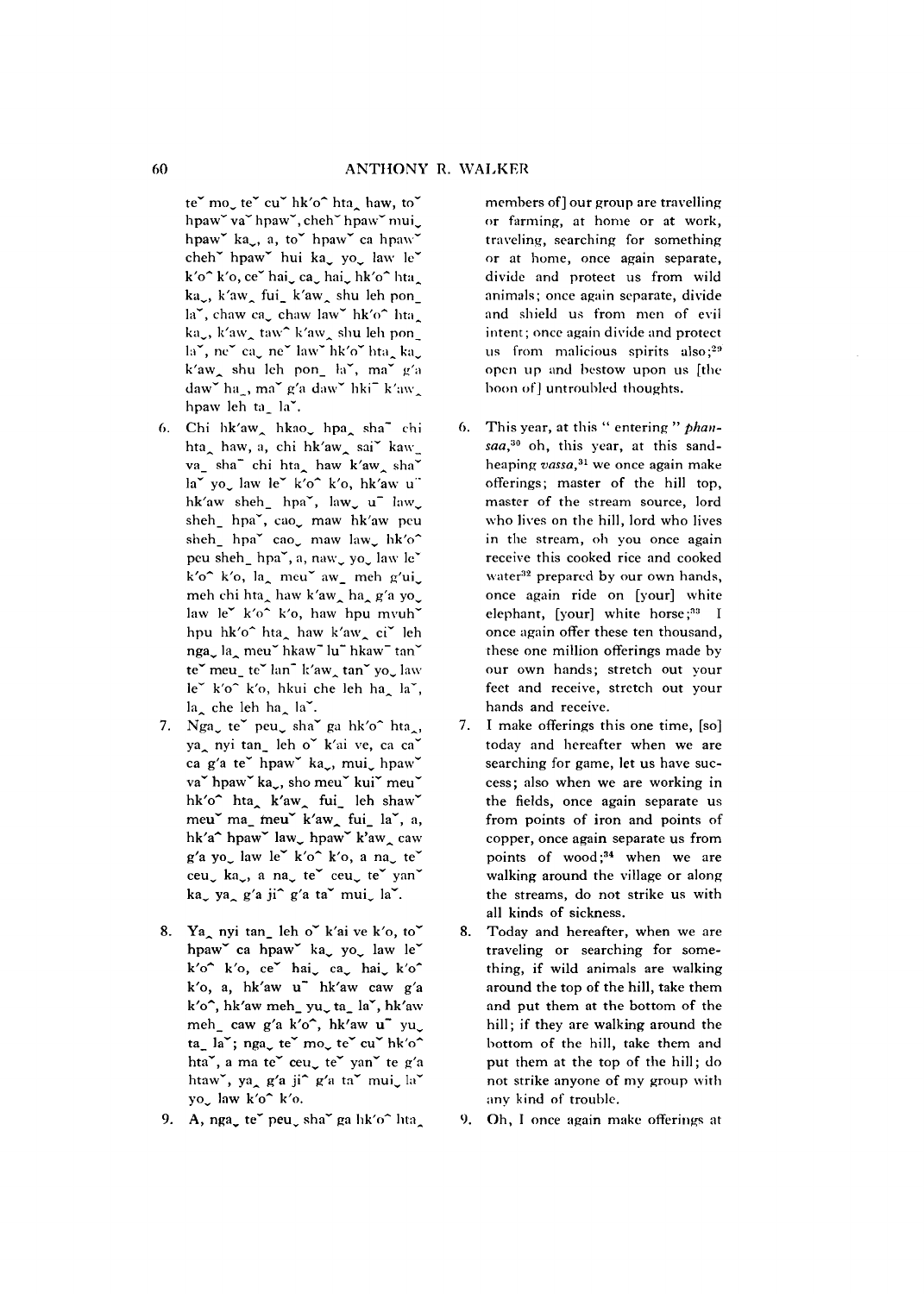teˇ moˬ teˇ cuˇ hk'oˆ hta‸ haw, toˇ hpawˇ vaˇ hpawˇ, chehˇ hpawˇ muiˬ hpawˇ kaˬ, a, toˇ hpawˇ ca hpawˇ chehˇ hpawˇ hui kaˬ yoˬ law leˇ k'oˆ k'o, ceˇ haiˬ caˬ haiˬ hk'oˆ hta‸ kaˬ, k'aw‸ fuiˍ k'aw‸ shu leh ponˍ laˇ, chaw caˬ chaw lawˇ hk'oˆ hta‸ kaˬ, k'aw‸ tawˆ k'aw‸ shu leh ponˍ laˇ, neˇ caˬ neˇ lawˇ hk'oˆ hta‸ kaˬ k'aw‸ shu leh ponˍ laˇ, maˇ g'a dawˇ haˍ, maˇ g'a dawˇ hkiˉ k'aw‸ hpaw leh taˍ laˇ.

members of] our group are travelling or farming, at home or at work, traveling, searching for something or at home, once again separate, divide and protect us from wild animals; once again separate, divide and shield us from men of evil intent; once again divide and protect us from malicious spirits also;[29] open up and bestow upon us [the boon of] untroubled thoughts.

6. Chi hk'aw‸ hkaoˬ hpa‸ shaˉ chi hta‸ haw, a, chi hk'aw‸ saiˇ kawˍ vaˍ shaˉ chi hta‸ haw k'aw‸ shaˇ laˇ yoˬ law leˇ k'oˆ k'o, hk'aw uˉ hk'aw shehˍ hpaˇ, lawˬ uˉ lawˬ shehˍ hpaˇ, caoˬ maw hk'aw peu shehˍ hpaˇ caoˬ maw lawˬ hk'oˆ peu shehˍ hpaˇ, a, nawˬ yoˬ law leˇ k'oˆ k'o, la‸ meuˇ awˍ meh g'uiˬ meh chi hta‸ haw k'aw‸ ha‸ g'a yoˬ law leˇ k'oˆ k'o, haw hpu mvuhˇ hpu hk'oˆ hta‸ haw k'aw‸ ciˇ leh ngaˬ la‸ meuˇ hkawˉ luˉ hkawˉ tanˇ teˇ meuˍ teˇ lanˉ k'aw‸ tanˇ yoˬ law leˇ k'oˆ k'o, hkui che leh ha‸ laˇ, la‸ che leh ha‸ laˇ.

6. This year, at this " entering " *phansaa*,[30] oh, this year, at this sand-heaping *vassa*,[31] we once again make offerings; master of the hill top, master of the stream source, lord who lives on the hill, lord who lives in the stream, oh you once again receive this cooked rice and cooked water[32] prepared by our own hands, once again ride on [your] white elephant, [your] white horse;[33] I once again offer these ten thousand, these one million offerings made by our own hands; stretch out your feet and receive, stretch out your hands and receive.

7. Ngaˬ teˇ peuˬ shaˇ ga hk'oˆ hta‸, ya‸ nyi tanˍ leh oˇ k'ai ve, ca caˇ ca g'a teˇ hpawˇ kaˬ, muiˬ hpawˇ vaˇ hpawˇ kaˬ, sho meuˇ kuiˇ meuˇ hk'oˆ hta‸ k'aw‸ fuiˍ leh shawˇ meuˇ maˍ meuˇ k'aw‸ fuiˍ laˇ, a, hk'aˆ hpawˇ lawˬ hpawˇ k'aw‸ caw g'a yoˬ law leˇ k'oˆ k'o, a naˬ teˇ ceuˬ kaˬ, a naˬ teˇ ceuˬ teˇ yanˇ kaˬ ya‸ g'a jiˆ g'a taˇ muiˬ laˇ.

7. I make offerings this one time, [so] today and hereafter when we are searching for game, let us have success; also when we are working in the fields, once again separate us from points of iron and points of copper, once again separate us from points of wood;[34] when we are walking around the village or along the streams, do not strike us with all kinds of sickness.

8. Ya‸ nyi tanˍ leh oˇ k'ai ve k'o, toˇ hpawˇ ca hpawˇ kaˬ yoˬ law leˇ k'oˆ k'o, ceˇ haiˬ caˬ haiˬ k'oˆ k'o, a, hk'aw uˉ hk'aw caw g'a k'oˆ, hk'aw mehˍ yuˬ taˍ laˇ, hk'aw mehˍ caw g'a k'oˆ, hk'aw uˉ yuˬ taˍ laˇ; ngaˬ teˇ moˬ teˇ cuˇ hk'oˆ htaˇ, a ma teˇ ceuˬ teˇ yanˇ te g'a htawˇ, ya‸ g'a jiˆ g'a taˇ muiˬ laˇ yoˬ law k'oˆ k'o.

8. Today and hereafter, when we are traveling or searching for something, if wild animals are walking around the top of the hill, take them and put them at the bottom of the hill; if they are walking around the bottom of the hill, take them and put them at the top of the hill; do not strike anyone of my group with any kind of trouble.

9. A, ngaˬ teˇ peuˬ shaˇ ga hk'oˆ hta‸

9. Oh, I once again make offerings at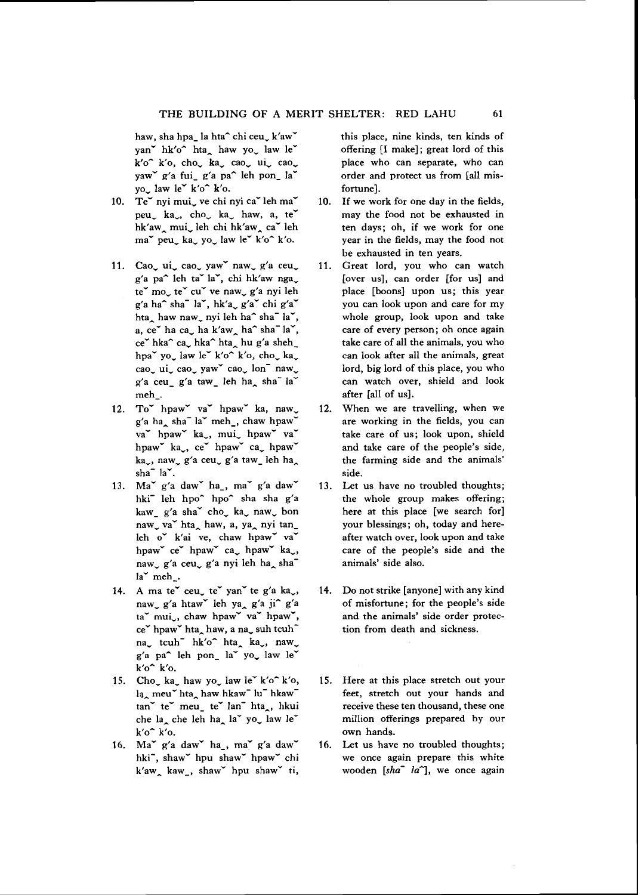haw, sha hpa_ la hta^ chi ceuˬ k'awˇ yanˇ hk'o^ hta˰ haw yoˬ law leˇ k'o^ k'o, choˬ kaˬ caoˬ uiˬ caoˬ yawˇ g'a fui_ g'a pa^ leh pon_ laˇ yoˬ law leˇ k'o^ k'o.

this place, nine kinds, ten kinds of offering [I make]; great lord of this place who can separate, who can order and protect us from [all misfortune].

10. Teˇ nyi muiˬ ve chi nyi caˇ leh maˇ peuˬ kaˬ, choˬ kaˬ haw, a, teˇ hk'aw˰ muiˬ leh chi hk'aw˰ caˇ leh maˇ peuˬ kaˬ yoˬ law leˇ k'o^ k'o.

10. If we work for one day in the fields, may the food not be exhausted in ten days; oh, if we work for one year in the fields, may the food not be exhausted in ten years.

11. Caoˬ uiˬ caoˬ yawˇ nawˬ g'a ceuˬ g'a pa^ leh taˇ laˇ, chi hk'aw nga˰ teˇ moˬ teˇ cuˇ ve nawˬ g'a nyi leh g'a ha^ sha¯ laˇ, hk'a˰ g'aˇ chi g'aˇ hta˰ haw nawˬ nyi leh ha^ sha¯ laˇ, a, ceˇ ha caˬ ha k'aw˰ ha^ sha¯ laˇ, ceˇ hka^ caˬ hka^ hta˰ hu g'a sheh_ hpaˇ yoˬ law leˇ k'o^ k'o, choˬ kaˬ caoˬ uiˬ caoˬ yawˇ caoˬ lon¯ nawˬ g'a ceu_ g'a taw_ leh ha˰ sha¯ laˇ meh_.

11. Great lord, you who can watch [over us], can order [for us] and place [boons] upon us; this year you can look upon and care for my whole group, look upon and take care of every person; oh once again take care of all the animals, you who can look after all the animals, great lord, big lord of this place, you who can watch over, shield and look after [all of us].

12. Toˇ hpawˇ vaˇ hpawˇ ka, nawˬ g'a ha˰ sha¯ laˇ meh_, chaw hpawˇ vaˇ hpawˇ kaˬ, muiˬ hpawˇ vaˇ hpawˇ kaˬ, ceˇ hpawˇ caˬ hpawˇ kaˬ, nawˬ g'a ceuˬ g'a taw_ leh ha˰ sha¯ laˇ.

12. When we are travelling, when we are working in the fields, you can take care of us; look upon, shield and take care of the people's side, the farming side and the animals' side.

13. Maˇ g'a dawˇ ha_, maˇ g'a dawˇ hki¯ leh hpo^ hpo^ sha sha g'a kaw_ g'a shaˇ choˬ kaˬ nawˬ bon nawˬ vaˇ hta˰ haw, a, ya˰ nyi tan_ leh oˇ k'ai ve, chaw hpawˇ vaˇ hpawˇ ceˇ hpawˇ caˬ hpawˇ kaˬ, nawˬ g'a ceuˬ g'a nyi leh ha˰ sha¯ laˇ meh_.

13. Let us have no troubled thoughts; the whole group makes offering; here at this place [we search for] your blessings; oh, today and hereafter watch over, look upon and take care of the people's side and the animals' side also.

14. A ma teˇ ceuˬ teˇ yanˇ te g'a kaˬ, nawˬ g'a htawˇ leh ya˰ g'a ji^ g'a taˇ muiˬ, chaw hpawˇ vaˇ hpawˇ, ceˇ hpawˇ hta˰ haw, a na˰ suh tcuh¯ na˰ tcuh¯ hk'o^ hta˰ kaˬ, nawˬ g'a pa^ leh pon_ laˇ yoˬ law leˇ k'o^ k'o.

14. Do not strike [anyone] with any kind of misfortune; for the people's side and the animals' side order protection from death and sickness.

15. Choˬ kaˬ haw yoˬ law leˇ k'o^ k'o, la˰ meuˇ hta˰ haw hkaw¯ lu¯ hkaw¯ tan¯ teˇ meu_ teˇ lan¯ hta˰, hkui che la˰ che leh ha˰ laˇ yoˬ law leˇ k'o^ k'o.

15. Here at this place stretch out your feet, stretch out your hands and receive these ten thousand, these one million offerings prepared by our own hands.

16. Maˇ g'a dawˇ ha_, maˇ g'a dawˇ hki¯, shawˇ hpu shawˇ hpawˇ chi k'aw˰ kaw_, shawˇ hpu shawˇ ti,

16. Let us have no troubled thoughts; we once again prepare this white wooden [*sha¯ la^*], we once again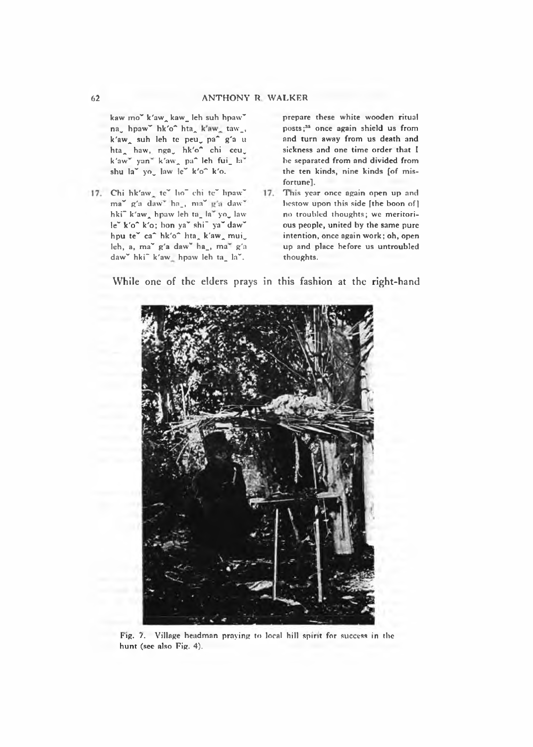kaw moˇ k'aw‸ kaw_ leh suh hpawˇ na‿ hpawˇ hk'o^ hta‸ k'aw‸ taw_, k'aw‸ suh leh te peu‿ pa^ g'a u hta‸ haw, nga‿ hk'o^ chi ceu‿ k'awˇ yanˇ k'aw‸ pa^ leh fui_ laˇ shu laˇ yo‿ law leˇ k'o^ k'o.

prepare these white wooden ritual posts;[35] once again shield us from and turn away from us death and sickness and one time order that I be separated from and divided from the ten kinds, nine kinds [of misfortune].

17. Chi hk'aw‸ teˇ ho¯ chi teˇ hpawˇ maˇ g'a dawˇ ha_, maˇ g'a dawˇ hki¯ k'aw‸ hpaw leh ta_ laˇ yo‿ law leˇ k'o^ k'o; bon yaˇ shi¯ yaˇ dawˇ hpu teˇ ca^ hk'o^ hta‸ k'aw‸ mui‿ leh, a, maˇ g'a dawˇ ha_, maˇ g'a dawˇ hki¯ k'aw‸ hpaw leh ta_ laˇ.

17. This year once again open up and bestow upon this side [the boon of] no troubled thoughts; we meritorious people, united by the same pure intention, once again work; oh, open up and place before us untroubled thoughts.

While one of the elders prays in this fashion at the right-hand

Fig. 7. Village headman praying to local hill spirit for success in the hunt (see also Fig. 4).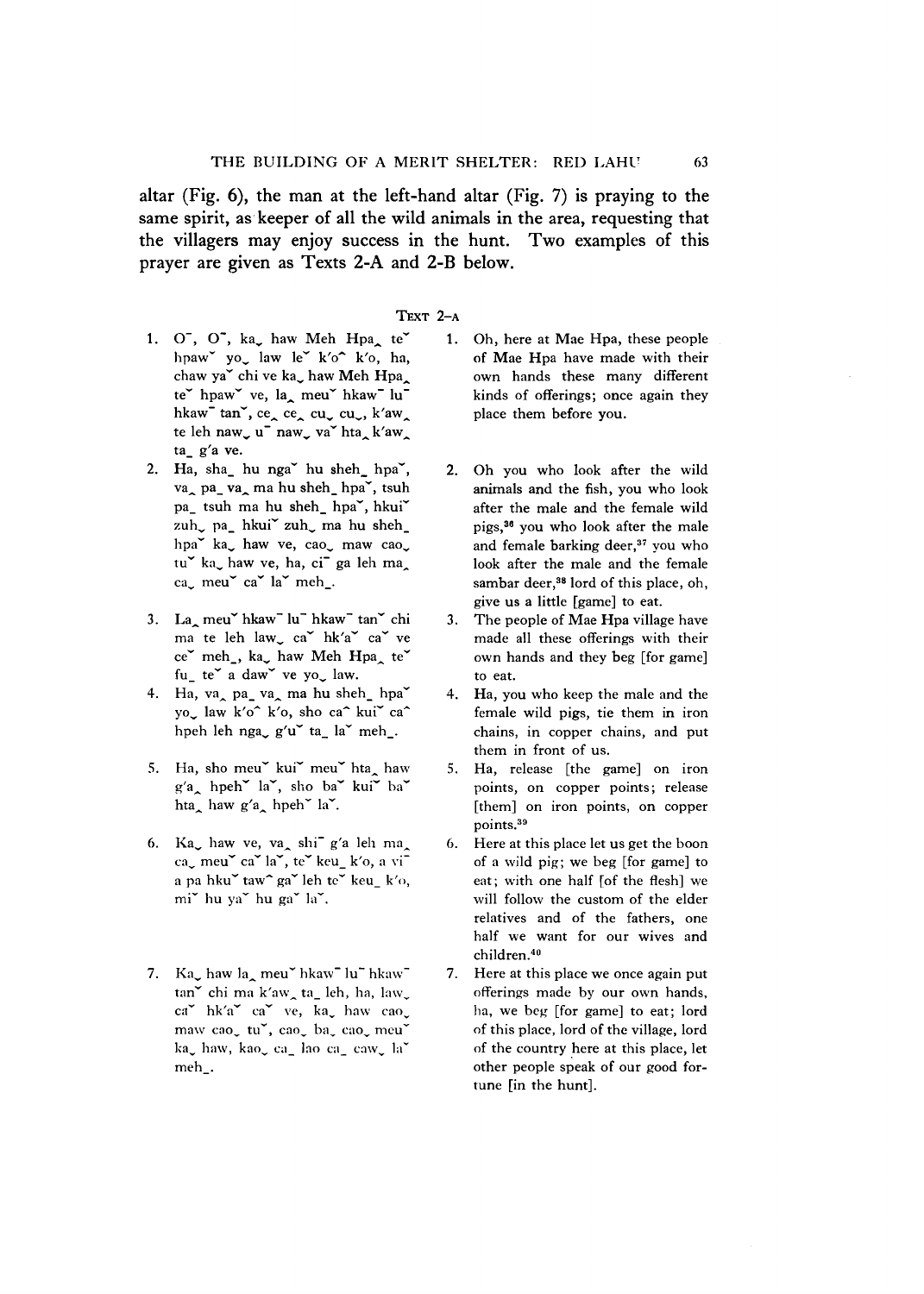altar (Fig. 6), the man at the left-hand altar (Fig. 7) is praying to the same spirit, as keeper of all the wild animals in the area, requesting that the villagers may enjoy success in the hunt. Two examples of this prayer are given as Texts 2-A and 2-B below.

### Text 2–A

| Lahu | English |
|---|---|
| 1. O¯, O¯, ka˯ haw Meh Hpa˰ teˇ hpawˇ yo˯ law leˇ k'oˆ k'o, ha, chaw yaˇ chi ve ka˯ haw Meh Hpa˰ teˇ hpawˇ ve, la˰ meuˇ hkaw¯ lu¯ hkaw¯ tanˇ, ce˰ ce˰ cu˯ cu˯, k'aw˰ te leh naw˯ u¯ naw˯ vaˇ hta˰ k'aw˰ ta_ g'a ve. | 1. Oh, here at Mae Hpa, these people of Mae Hpa have made with their own hands these many different kinds of offerings; once again they place them before you. |
| 2. Ha, sha_ hu ngaˇ hu sheh_ hpaˇ, va˰ pa_ va˰ ma hu sheh_ hpaˇ, tsuh pa_ tsuh ma hu sheh_ hpaˇ, hkuiˇ zuh˯ pa_ hkuiˇ zuh˯ ma hu sheh_ hpaˇ ka˯ haw ve, cao˯ maw cao˯ tuˇ ka˯ haw ve, ha, ci¯ ga leh ma˰ ca˯ meuˇ caˇ laˇ meh_. | 2. Oh you who look after the wild animals and the fish, you who look after the male and the female wild pigs,[36] you who look after the male and female barking deer,[37] you who look after the male and the female sambar deer,[38] lord of this place, oh, give us a little [game] to eat. |
| 3. La˰ meuˇ hkaw¯ lu¯ hkaw¯ tanˇ chi ma te leh law˯ caˇ hk'aˇ caˇ ve ceˇ meh_, ka˯ haw Meh Hpa˰ teˇ fu_ teˇ a dawˇ ve yo˯ law. | 3. The people of Mae Hpa village have made all these offerings with their own hands and they beg [for game] to eat. |
| 4. Ha, va˰ pa_ va˰ ma hu sheh_ hpaˇ yo˯ law k'oˆ k'o, sho caˆ kuiˇ caˆ hpeh leh nga˯ g'uˇ ta_ laˇ meh_. | 4. Ha, you who keep the male and the female wild pigs, tie them in iron chains, in copper chains, and put them in front of us. |
| 5. Ha, sho meuˇ kuiˇ meuˇ hta˰ haw g'a˰ hpehˇ laˇ, sho baˇ kuiˇ baˇ hta˰ haw g'a˰ hpehˇ laˇ. | 5. Ha, release [the game] on iron points, on copper points; release [them] on iron points, on copper points.[39] |
| 6. Ka˯ haw ve, va˰ shi¯ g'a leh ma˰ ca˯ meuˇ caˇ laˇ, teˇ keu_ k'o, a vi¯ a pa hkuˇ tawˆ gaˇ leh teˇ keu_ k'o, miˇ hu yaˇ hu gaˇ laˇ. | 6. Here at this place let us get the boon of a wild pig; we beg [for game] to eat; with one half [of the flesh] we will follow the custom of the elder relatives and of the fathers, one half we want for our wives and children.[40] |
| 7. Ka˯ haw la˰ meuˇ hkaw¯ lu¯ hkaw¯ tanˇ chi ma k'aw˰ ta_ leh, ha, law˯ caˇ hk'aˇ caˇ ve, ka˯ haw cao˯ maw cao˯ tuˇ, cao˯ ba_ cao˯ meuˇ ka˯ haw, kao˯ ca_ lao ca_ caw˯ laˇ meh_. | 7. Here at this place we once again put offerings made by our own hands, ha, we beg [for game] to eat; lord of this place, lord of the village, lord of the country here at this place, let other people speak of our good fortune [in the hunt]. |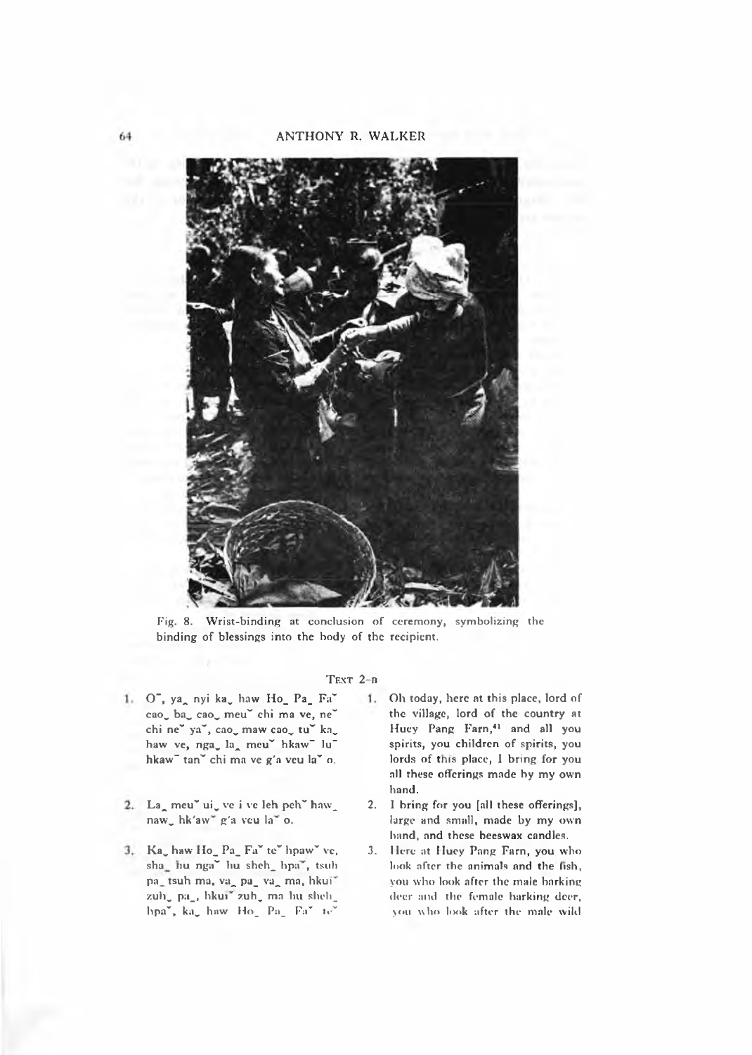Fig. 8. Wrist-binding at conclusion of ceremony, symbolizing the binding of blessings into the body of the recipient.

TEXT 2–B

| | |
|---|---|
| 1. Oˉ, ya‸ nyi ka‿ haw Ho_ Pa_ Faˇ cao‿ ba‿ cao‿ meuˇ chi ma ve, neˇ chi neˇ yaˇ, cao‿ maw cao‿ tuˇ ka‿ haw ve, nga‿ la‸ meuˇ hkawˉ luˉ hkawˉ tanˇ chi ma ve g'a veu laˇ o. | 1. Oh today, here at this place, lord of the village, lord of the country at Huey Pang Farn,[41] and all you spirits, you children of spirits, you lords of this place, I bring for you all these offerings made by my own hand. |
| 2. La‸ meuˇ ui‿ ve i ve leh pehˇ haw_ naw‿ hk'awˇ g'a veu laˇ o. | 2. I bring for you [all these offerings], large and small, made by my own hand, and these beeswax candles. |
| 3. Ka‿ haw Ho_ Pa_ Faˇ teˇ hpawˇ ve, sha_ hu ngaˇ hu sheh_ hpaˇ, tsuh pa_ tsuh ma, va‸ pa_ va‸ ma, hkuiˇ zuh‿ pa_, hkuiˇ zuh‿ ma hu sheh_ hpaˇ, ka‿ haw Ho_ Pa_ Faˇ teˇ | 3. Here at Huey Pang Farn, you who look after the animals and the fish, you who look after the male barking deer and the female barking deer, you who look after the male wild |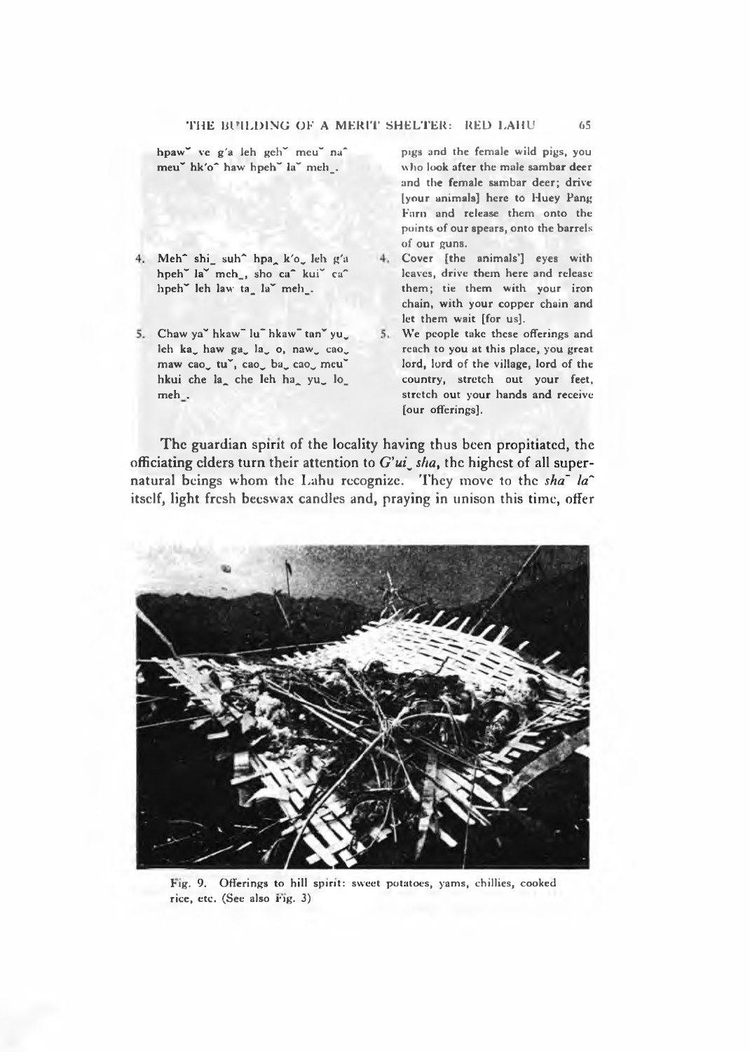hpawˇ ve g'a leh gehˇ meuˇ naˆ meuˇ hk'oˆ haw hpehˇ laˇ meh_.

pigs and the female wild pigs, you who look after the male sambar deer and the female sambar deer; drive [your animals] here to Huey Pang Farn and release them onto the points of our spears, onto the barrels of our guns.

4. Mehˆ shi_ suhˆ hpa‸ k'o‿ leh g'a hpehˇ laˇ meh_, sho caˆ kuiˇ caˆ hpehˇ leh law ta_ laˇ meh_.

4. Cover [the animals'] eyes with leaves, drive them here and release them; tie them with your iron chain, with your copper chain and let them wait [for us].

5. Chaw yaˇ hkawˉ luˉ hkawˉ tanˇ yu‿ leh ka‿ haw ga‿ la‿ o, naw‿ cao‿ maw cao‿ tuˇ, cao‿ ba‿ cao‿ meuˇ hkui che la‸ che leh ha‸ yu‿ lo_ meh_.

5. We people take these offerings and reach to you at this place, you great lord, lord of the village, lord of the country, stretch out your feet, stretch out your hands and receive [our offerings].

The guardian spirit of the locality having thus been propitiated, the officiating elders turn their attention to *G'ui‿ sha*, the highest of all supernatural beings whom the Lahu recognize. They move to the *shaˉ laˆ* itself, light fresh beeswax candles and, praying in unison this time, offer

Fig. 9. Offerings to hill spirit: sweet potatoes, yams, chillies, cooked rice, etc. (See also Fig. 3)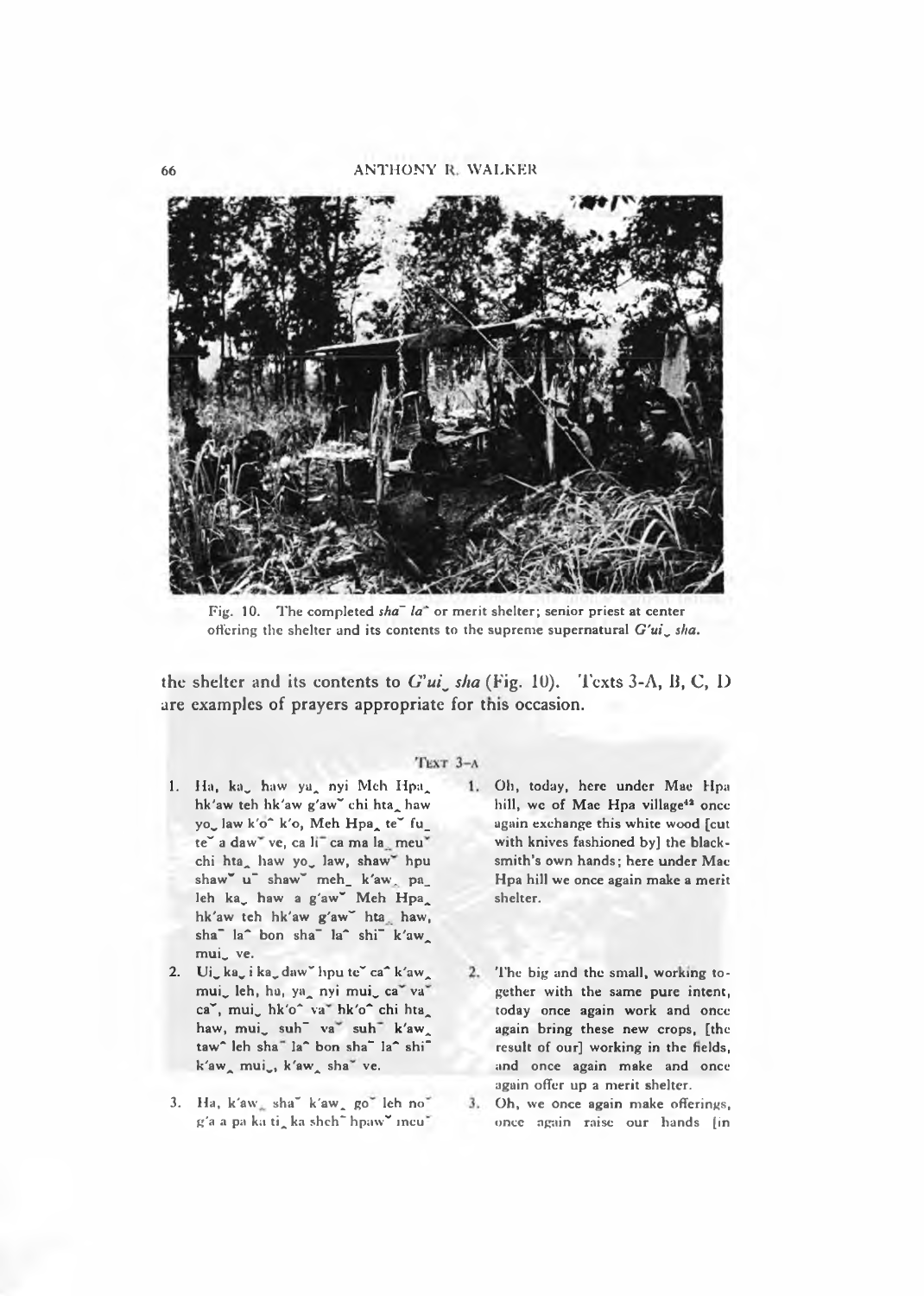Fig. 10. The completed *sha¯ la^* or merit shelter; senior priest at center offering the shelter and its contents to the supreme supernatural *G'ui˯ sha.*

the shelter and its contents to *G'ui˯ sha* (Fig. 10). Texts 3-A, B, C, D are examples of prayers appropriate for this occasion.

### Text 3–A

| | |
|---|---|
| 1. Ha, ka˯ haw ya˰ nyi Meh Hpa˰ hk'aw teh hk'aw g'aw˅ chi hta˰ haw yo˯ law k'o^ k'o, Meh Hpa˰ te˅ fu_ te˅ a daw˅ ve, ca li¯ ca ma la_ meu˅ chi hta˰ haw yo˯ law, shaw˅ hpu shaw˅ u¯ shaw˅ meh_ k'aw˰ pa_ leh ka˯ haw a g'aw˅ Meh Hpa˰ hk'aw teh hk'aw g'aw˅ hta˰ haw, sha¯ la^ bon sha¯ la^ shi¯ k'aw˰ mui˯ ve. | 1. Oh, today, here under Mae Hpa hill, we of Mae Hpa village[42] once again exchange this white wood [cut with knives fashioned by] the blacksmith's own hands; here under Mae Hpa hill we once again make a merit shelter. |
| 2. Ui˯ ka˯ i ka˯ daw˅ hpu te˅ ca^ k'aw˰ mui˯ leh, ha, ya˰ nyi mui˯ ca˅ va˅ ca˅, mui˯ hk'o^ va˅ hk'o^ chi hta˰ haw, mui˯ suh¯ va˅ suh¯ k'aw˰ taw^ leh sha¯ la^ bon sha¯ la^ shi¯ k'aw˰ mui˯, k'aw˰ sha˅ ve. | 2. The big and the small, working together with the same pure intent, today once again work and once again bring these new crops, [the result of our] working in the fields, and once again make and once again offer up a merit shelter. |
| 3. Ha, k'aw˰ sha˅ k'aw˰ go˅ leh no˅ g'a a pa ka ti˰ ka sheh¯ hpaw˅ meu˅ | 3. Oh, we once again make offerings, once again raise our hands [in |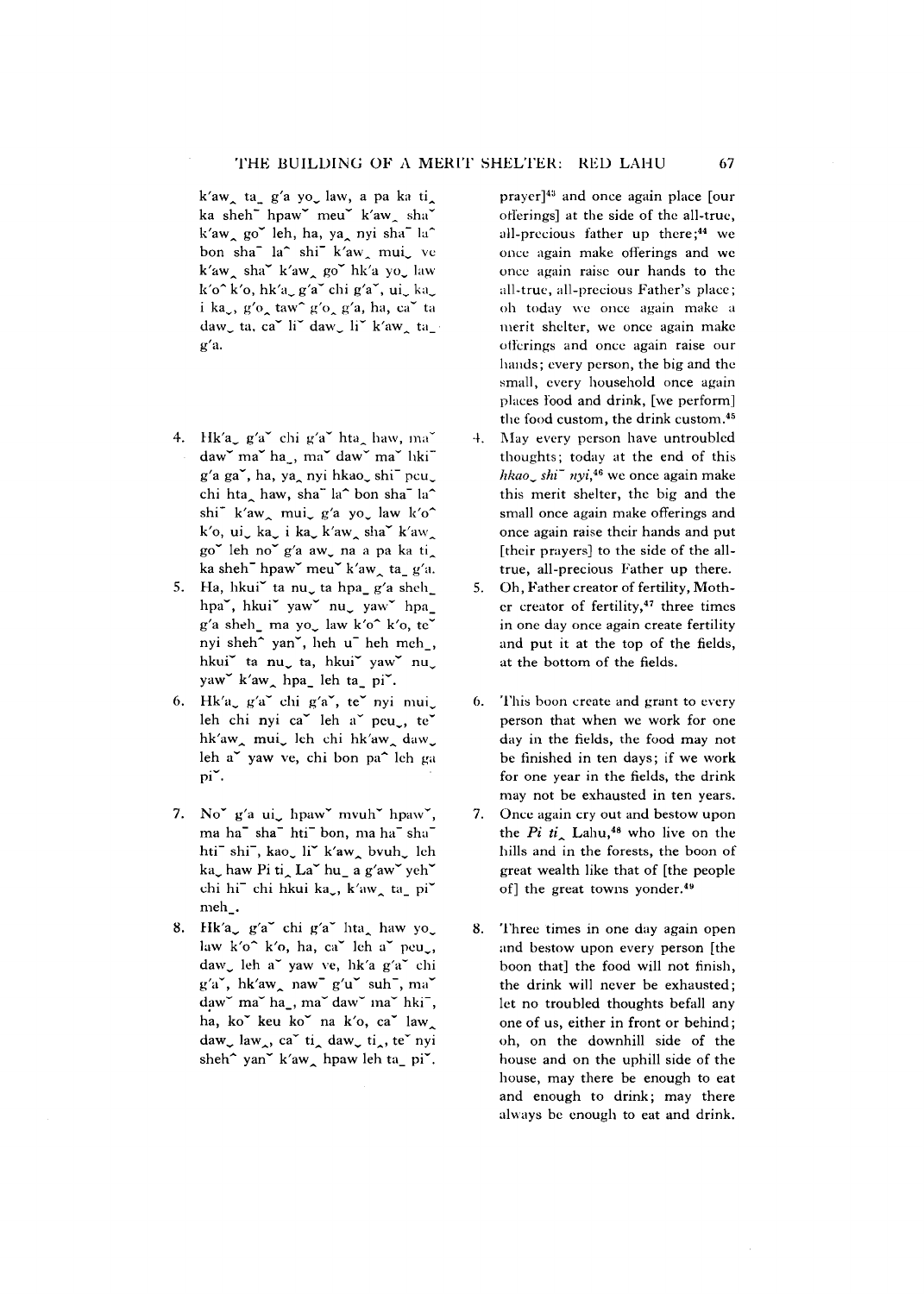k'aw‸ ta_ g'a yo‿ law, a pa ka ti‸ ka sheh¯ hpawˇ meuˇ k'aw‸ shaˇ k'aw‸ goˇ leh, ha, ya‸ nyi sha¯ la^ bon sha¯ la^ shi¯ k'aw‸ mui‿ ve k'aw‸ shaˇ k'aw‸ goˇ hk'a yo‿ law k'o^ k'o, hk'a‿ g'aˇ chi g'aˇ, ui‿ ka‿ i ka‿, g'o‸ taw^ g'o‸ g'a, ha, caˇ ta daw‿ ta, caˇ liˇ daw‿ liˇ k'aw‸ ta_ g'a.

prayer][43] and once again place [our offerings] at the side of the all-true, all-precious father up there;[44] we once again make offerings and we once again raise our hands to the all-true, all-precious Father's place; oh today we once again make a merit shelter, we once again make offerings and once again raise our hands; every person, the big and the small, every household once again places food and drink, [we perform] the food custom, the drink custom.[45]

4. Hk'a‿ g'aˇ chi g'aˇ hta‸ haw, maˇ dawˇ maˇ ha_, maˇ dawˇ maˇ hki¯ g'a gaˇ, ha, ya‸ nyi hkao‿ shi¯ peu‿ chi hta‸ haw, sha¯ la^ bon sha¯ la^ shi¯ k'aw‸ mui‿ g'a yo‿ law k'o^ k'o, ui‿ ka‿ i ka‿ k'aw‸ shaˇ k'aw‸ goˇ leh noˇ g'a aw‿ na a pa ka ti‸ ka sheh¯ hpawˇ meuˇ k'aw‸ ta_ g'a.

4. May every person have untroubled thoughts; today at the end of this *hkao‿ shi¯ nyi*,[46] we once again make this merit shelter, the big and the small once again make offerings and once again raise their hands and put [their prayers] to the side of the all-true, all-precious Father up there.

5. Ha, hkuiˇ ta nu‿ ta hpa_ g'a sheh_ hpaˇ, hkuiˇ yawˇ nu‿ yawˇ hpa_ g'a sheh_ ma yo‿ law k'o^ k'o, teˇ nyi sheh^ yanˇ, heh u¯ heh meh_, hkuiˇ ta nu‿ ta, hkuiˇ yawˇ nu‿ yawˇ k'aw‸ hpa_ leh ta_ piˇ.

5. Oh, Father creator of fertility, Mother creator of fertility,[47] three times in one day once again create fertility and put it at the top of the fields, at the bottom of the fields.

6. Hk'a‿ g'aˇ chi g'aˇ, teˇ nyi mui‿ leh chi nyi caˇ leh aˇ peu‿, teˇ hk'aw‸ mui‿ leh chi hk'aw‸ daw‿ leh aˇ yaw ve, chi bon pa^ leh ga piˇ.

6. This boon create and grant to every person that when we work for one day in the fields, the food may not be finished in ten days; if we work for one year in the fields, the drink may not be exhausted in ten years.

7. Noˇ g'a ui‿ hpawˇ mvuhˇ hpawˇ, ma ha¯ sha¯ hti¯ bon, ma ha¯ sha¯ hti¯ shi¯, kao‿ liˇ k'aw‸ bvuh‿ leh ka‿ haw Pi ti‸ Laˇ hu_ a g'awˇ yehˇ chi hi¯ chi hkui ka‿, k'aw‸ ta_ piˇ meh_.

7. Once again cry out and bestow upon the *Pi ti‸* Lahu,[48] who live on the hills and in the forests, the boon of great wealth like that of [the people of] the great towns yonder.[49]

8. Hk'a‿ g'aˇ chi g'aˇ hta‸ haw yo‿ law k'o^ k'o, ha, caˇ leh aˇ peu‿, daw‿ leh aˇ yaw ve, hk'a g'aˇ chi g'aˇ, hk'aw‸ naw¯ g'uˇ suh¯, maˇ dawˇ maˇ ha_, maˇ dawˇ maˇ hki¯, ha, koˇ keu koˇ na k'o, caˇ law‸ daw‿ law‸, caˇ ti‸ daw‿ ti‸, teˇ nyi sheh^ yanˇ k'aw‸ hpaw leh ta_ piˇ.

8. Three times in one day again open and bestow upon every person [the boon that] the food will not finish, the drink will never be exhausted; let no troubled thoughts befall any one of us, either in front or behind; oh, on the downhill side of the house and on the uphill side of the house, may there be enough to eat and enough to drink; may there always be enough to eat and drink.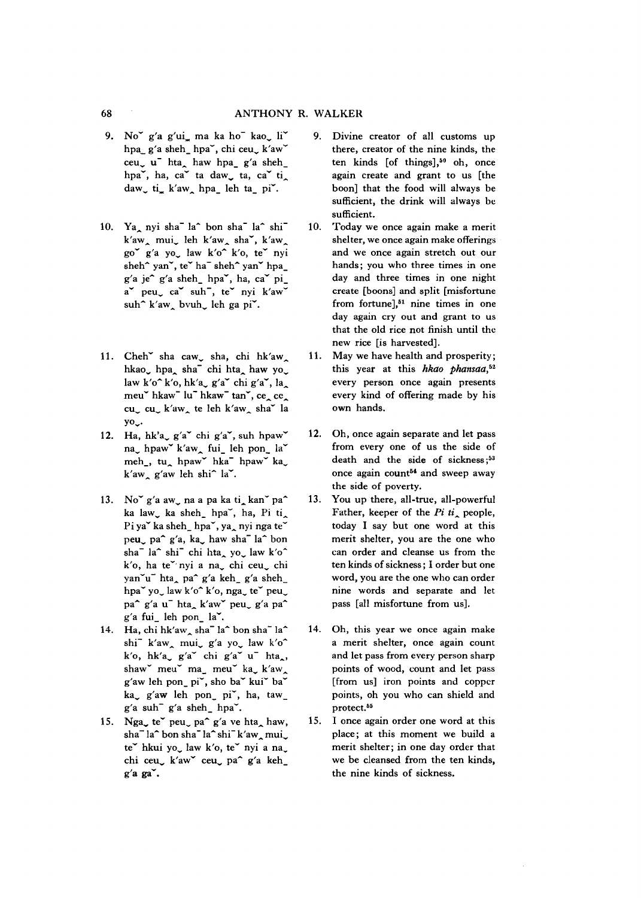9. Noˇ g'a g'ui˷ ma ka ho¯ kao˯ liˇ hpa_ g'a sheh_ hpaˇ, chi ceu˯ k'awˇ ceu˯ u¯ hta˰ haw hpa_ g'a sheh_ hpaˇ, ha, caˇ ta daw˯ ta, caˇ ti˰ daw˯ ti˷ k'aw˰ hpa_ leh ta_ piˇ.

9. Divine creator of all customs up there, creator of the nine kinds, the ten kinds [of things],[50] oh, once again create and grant to us [the boon] that the food will always be sufficient, the drink will always be sufficient.

10. Ya˰ nyi sha¯ la^ bon sha¯ la^ shi¯ k'aw˰ mui˯ leh k'aw˰ shaˇ, k'aw˰ goˇ g'a yo˯ law k'o^ k'o, teˇ nyi sheh^ yanˇ, teˇ ha¯ sheh^ yanˇ hpa_ g'a je^ g'a sheh_ hpaˇ, ha, caˇ pi_ aˇ peu˯ caˇ suh¯, teˇ nyi k'awˇ suh^ k'aw˰ bvuh˯ leh ga piˇ.

10. Today we once again make a merit shelter, we once again make offerings and we once again stretch out our hands; you who three times in one day and three times in one night create [boons] and split [misfortune from fortune],[51] nine times in one day again cry out and grant to us that the old rice not finish until the new rice [is harvested].

11. Chehˇ sha caw˯ sha, chi hk'aw˰ hkao˯ hpa˰ sha¯ chi hta˰ haw yo˯ law k'o^ k'o, hk'a˯ g'aˇ chi g'aˇ, la˰ meuˇ hkaw¯ lu¯ hkaw¯ tanˇ, ce˰ ce˰ cu˯ cu˯ k'aw˰ te leh k'aw˰ shaˇ la yo˯.

11. May we have health and prosperity; this year at this *hkao phansaa*,[52] every person once again presents every kind of offering made by his own hands.

12. Ha, hk'a˯ g'aˇ chi g'aˇ, suh hpawˇ na˯ hpawˇ k'aw˰ fui_ leh pon_ laˇ meh_, tu˰ hpawˇ hka¯ hpawˇ ka˯ k'aw˰ g'aw leh shi^ laˇ.

12. Oh, once again separate and let pass from every one of us the side of death and the side of sickness;[53] once again count[54] and sweep away the side of poverty.

13. Noˇ g'a aw˯ na a pa ka ti˰ kanˇ pa^ ka law˯ ka sheh_ hpaˇ, ha, Pi ti˰ Pi yaˇ ka sheh_ hpaˇ, ya˰ nyi nga teˇ peu˯ pa^ g'a, ka˯ haw sha¯ la^ bon sha¯ la^ shi¯ chi hta˰ yo˯ law k'o^ k'o, ha teˇ nyi a na˯ chi ceu˯ chi yanˇu¯ hta˰ pa^ g'a keh_ g'a sheh_ hpaˇ yo˯ law k'o^ k'o, nga˯ teˇ peu˯ pa^ g'a u¯ hta˰ k'awˇ peu˯ g'a pa^ g'a fui_ leh pon_ laˇ.

13. You up there, all-true, all-powerful Father, keeper of the *Pi ti˰* people, today I say but one word at this merit shelter, you are the one who can order and cleanse us from the ten kinds of sickness; I order but one word, you are the one who can order nine words and separate and let pass [all misfortune from us].

14. Ha, chi hk'aw˰ sha¯ la^ bon sha¯ la^ shi¯ k'aw˰ mui˯ g'a yo˯ law k'o^ k'o, hk'a˯ g'aˇ chi g'aˇ u¯ hta˰, shawˇ meuˇ ma_ meuˇ ka˯ k'aw˰ g'aw leh pon_ piˇ, sho baˇ kuiˇ baˇ ka˯ g'aw leh pon_ piˇ, ha, taw_ g'a suh¯ g'a sheh_ hpaˇ.

14. Oh, this year we once again make a merit shelter, once again count and let pass from every person sharp points of wood, count and let pass [from us] iron points and copper points, oh you who can shield and protect.[55]

15. Nga˯ teˇ peu˯ pa^ g'a ve hta˰ haw, sha¯ la^ bon sha¯ la^ shi¯ k'aw˰ mui˯ teˇ hkui yo˯ law k'o, teˇ nyi a na˯ chi ceu˯ k'awˇ ceu˯ pa^ g'a keh_ g'a gaˇ.

15. I once again order one word at this place; at this moment we build a merit shelter; in one day order that we be cleansed from the ten kinds, the nine kinds of sickness.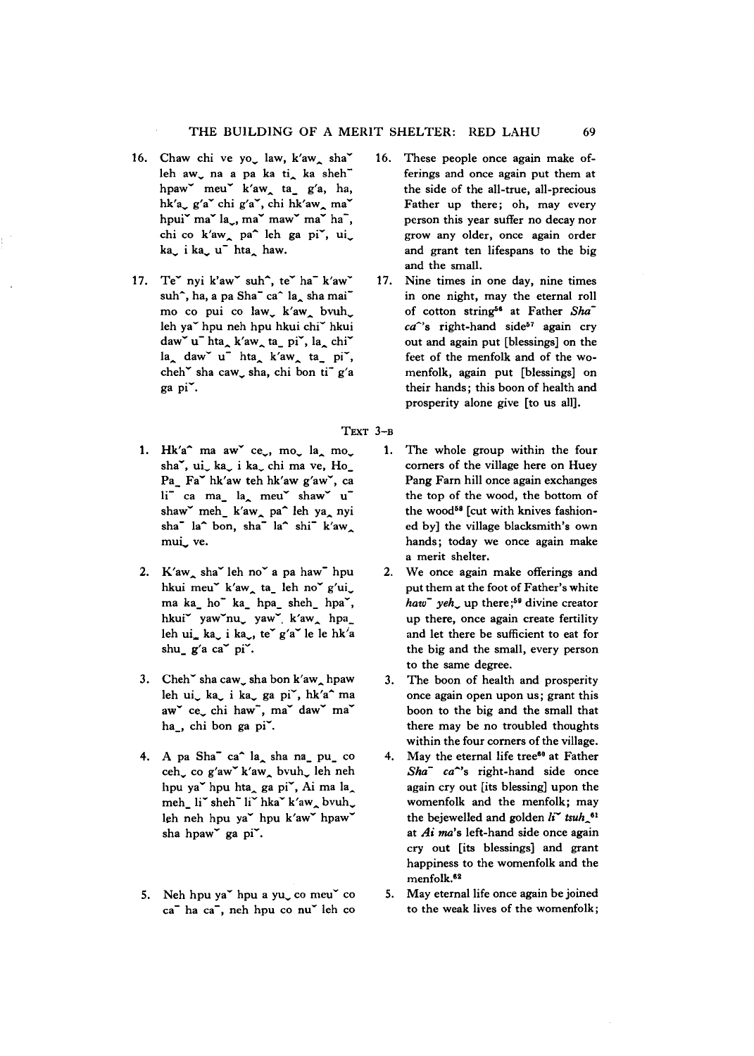16. Chaw chi ve yoˬ law, k'aw˰ shaˇ leh awˬ na a pa ka ti˰ ka sheh¯ hpawˇ meuˇ k'aw˰ taˍ g'a, ha, hk'aˬ g'aˇ chi g'aˇ, chi hk'aw˰ maˇ hpuiˇ maˇ laˬ, maˇ mawˇ maˇ ha¯, chi co k'aw˰ pa^ leh ga piˇ, uiˬ kaˬ i kaˬ u¯ hta˰ haw.

16. These people once again make offerings and once again put them at the side of the all-true, all-precious Father up there; oh, may every person this year suffer no decay nor grow any older, once again order and grant ten lifespans to the big and the small.

17. Teˇ nyi k'awˇ suh^, teˇ ha¯ k'awˇ suh^, ha, a pa Sha¯ ca^ la˰ sha mai¯ mo co pui co lawˬ k'aw˰ bvuhˬ leh yaˇ hpu neh hpu hkui chiˇ hkui dawˇ u¯ hta˰ k'aw˰ taˍ piˇ, la˰ chiˇ la˰ dawˇ u¯ hta˰ k'aw˰ taˍ piˇ, chehˇ sha cawˬ sha, chi bon ti¯ g'a ga piˇ.

17. Nine times in one day, nine times in one night, may the eternal roll of cotton string[56] at Father *Sha¯ ca^*'s right-hand side[57] again cry out and again put [blessings] on the feet of the menfolk and of the womenfolk, again put [blessings] on their hands; this boon of health and prosperity alone give [to us all].

## Text 3–b

1. Hk'a^ ma awˇ ceˬ, moˬ la˰ moˬ shaˇ, uiˬ kaˬ i kaˬ chi ma ve, Hoˍ Paˍ Faˇ hk'aw teh hk'aw g'awˇ, ca li¯ ca maˍ la˰ meuˇ shawˇ u¯ shawˇ mehˍ k'aw˰ pa^ leh ya˰ nyi sha¯ la^ bon, sha¯ la^ shi¯ k'aw˰ muiˬ ve.

1. The whole group within the four corners of the village here on Huey Pang Farn hill once again exchanges the top of the wood, the bottom of the wood[58] [cut with knives fashioned by] the village blacksmith's own hands; today we once again make a merit shelter.

2. K'aw˰ shaˇ leh noˇ a pa haw¯ hpu hkui meuˇ k'aw˰ taˍ leh noˇ g'uiˬ ma kaˍ ho¯ kaˍ hpaˍ shehˍ hpaˇ, hkuiˇ yawˇnuˬ yawˇ. k'aw˰ hpaˍ leh uiˬ kaˬ i kaˬ, teˇ g'aˇ le le hk'a shuˍ g'a caˇ piˇ.

2. We once again make offerings and put them at the foot of Father's white *haw¯ yehˬ* up there;[59] divine creator up there, once again create fertility and let there be sufficient to eat for the big and the small, every person to the same degree.

3. Chehˇ sha cawˬ sha bon k'aw˰ hpaw leh uiˬ kaˬ i kaˬ ga piˇ, hk'a^ ma awˇ ceˬ chi haw¯, maˇ dawˇ maˇ haˍ, chi bon ga piˇ.

3. The boon of health and prosperity once again open upon us; grant this boon to the big and the small that there may be no troubled thoughts within the four corners of the village.

4. A pa Sha¯ ca^ la˰ sha naˍ puˍ co cehˬ co g'awˇ k'aw˰ bvuhˬ leh neh hpu yaˇ hpu hta˰ ga piˇ, Ai ma la˰ mehˍ liˇ sheh¯ liˇ hkaˇ k'aw˰ bvuhˬ leh neh hpu yaˇ hpu k'awˇ hpawˇ sha hpawˇ ga piˇ.

4. May the eternal life tree[60] at Father *Sha¯ ca^*'s right-hand side once again cry out [its blessing] upon the womenfolk and the menfolk; may the bejewelled and golden *liˇ tsuh˰*[61] at *Ai ma*'s left-hand side once again cry out [its blessings] and grant happiness to the womenfolk and the menfolk.[62]

5. Neh hpu yaˇ hpu a yuˬ co meuˇ co ca¯ ha ca¯, neh hpu co nuˇ leh co

5. May eternal life once again be joined to the weak lives of the womenfolk;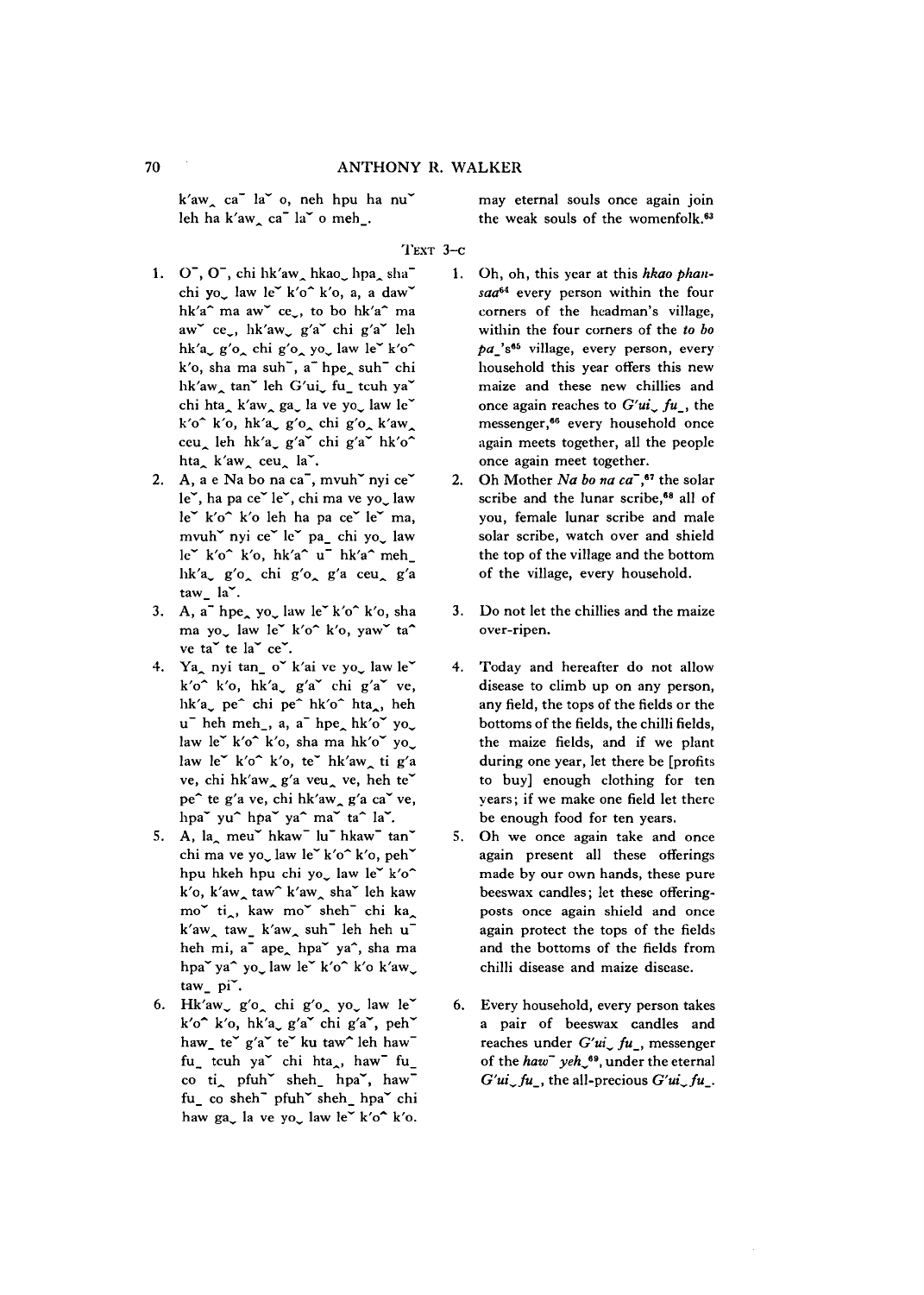k'aw‸ ca¯ la˘ o, neh hpu ha nu˘ leh ha k'aw‸ ca¯ la˘ o meh_.

may eternal souls once again join the weak souls of the womenfolk.[63]

TEXT 3–C

1. O¯, O¯, chi hk'aw‿ hkao‿ hpa‸ sha¯ chi yo‿ law le˘ k'o^ k'o, a, a daw˘ hk'a^ ma aw˘ ce‿, to bo hk'a^ ma aw˘ ce‿, hk'aw‿ g'a˘ chi g'a˘ leh hk'a‿ g'o‸ chi g'o‸ yo‿ law le˘ k'o^ k'o, sha ma suh¯, a¯ hpe‸ suh¯ chi hk'aw‸ tan˘ leh G'ui‿ fu_ tcuh ya˘ chi hta‸ k'aw‸ ga‸ la ve yo‿ law le˘ k'o^ k'o, hk'a‿ g'o‸ chi g'o‸ k'aw‸ ceu‸ leh hk'a‿ g'a˘ chi g'a˘ hk'o^ hta‸ k'aw‸ ceu‸ la˘.

1. Oh, oh, this year at this *hkao phansaa*[64] every person within the four corners of the headman's village, within the four corners of the *to bo pa_*'s[65] village, every person, every household this year offers this new maize and these new chillies and once again reaches to *G'ui‿ fu_*, the messenger,[66] every household once again meets together, all the people once again meet together.

2. A, a e Na bo na ca¯, mvuh˘ nyi ce˘ le˘, ha pa ce˘ le˘, chi ma ve yo‿ law le˘ k'o^ k'o leh ha pa ce˘ le˘ ma, mvuh˘ nyi ce˘ le˘ pa_ chi yo‿ law le˘ k'o^ k'o, hk'a^ u¯ hk'a^ meh_ hk'a‿ g'o‸ chi g'o‸ g'a ceu‸ g'a taw_ la˘.

2. Oh Mother *Na bo na ca¯*,[67] the solar scribe and the lunar scribe,[68] all of you, female lunar scribe and male solar scribe, watch over and shield the top of the village and the bottom of the village, every household.

3. A, a¯ hpe‸ yo‿ law le˘ k'o^ k'o, sha ma yo‿ law le˘ k'o^ k'o, yaw˘ ta^ ve ta˘ te la˘ ce˘.

3. Do not let the chillies and the maize over-ripen.

4. Ya‸ nyi tan_ o˘ k'ai ve yo‿ law le˘ k'o^ k'o, hk'a‿ g'a˘ chi g'a˘ ve, hk'a‿ pe^ chi pe^ hk'o^ hta‸, heh u¯ heh meh_, a, a¯ hpe‸ hk'o˘ yo‿ law le˘ k'o^ k'o, sha ma hk'o˘ yo‿ law le˘ k'o^ k'o, te˘ hk'aw‸ ti g'a ve, chi hk'aw‸ g'a veu‸ ve, heh te˘ pe^ te g'a ve, chi hk'aw‸ g'a ca˘ ve, hpa˘ yu^ hpa˘ ya^ ma˘ ta^ la˘.

4. Today and hereafter do not allow disease to climb up on any person, any field, the tops of the fields or the bottoms of the fields, the chilli fields, the maize fields, and if we plant during one year, let there be [profits to buy] enough clothing for ten years; if we make one field let there be enough food for ten years.

5. A, la‸ meu˘ hkaw¯ lu¯ hkaw¯ tan˘ chi ma ve yo‿ law le˘ k'o^ k'o, peh˘ hpu hkeh hpu chi yo‿ law le˘ k'o^ k'o, k'aw‸ taw^ k'aw‸ sha˘ leh kaw mo˘ ti‸, kaw mo˘ sheh¯ chi ka‸ k'aw‸ taw_ k'aw‸ suh¯ leh heh u¯ heh mi, a¯ ape‸ hpa˘ ya^, sha ma hpa˘ ya^ yo‿ law le˘ k'o^ k'o k'aw‿ taw_ pi˘.

5. Oh we once again take and once again present all these offerings made by our own hands, these pure beeswax candles; let these offering-posts once again shield and once again protect the tops of the fields and the bottoms of the fields from chilli disease and maize disease.

6. Hk'aw‿ g'o‸ chi g'o‸ yo‿ law le˘ k'o^ k'o, hk'a‿ g'a˘ chi g'a˘, peh˘ haw_ te˘ g'a˘ te˘ ku taw^ leh haw¯ fu_ tcuh ya˘ chi hta‸, haw¯ fu_ co ti‸ pfuh˘ sheh_ hpa˘, haw¯ fu_ co sheh¯ pfuh˘ sheh_ hpa˘ chi haw ga‿ la ve yo‿ law le˘ k'o^ k'o.

6. Every household, every person takes a pair of beeswax candles and reaches under *G'ui‿ fu_*, messenger of the *haw¯ yeh‿*[69], under the eternal *G'ui‿fu_*, the all-precious *G'ui‿fu_*.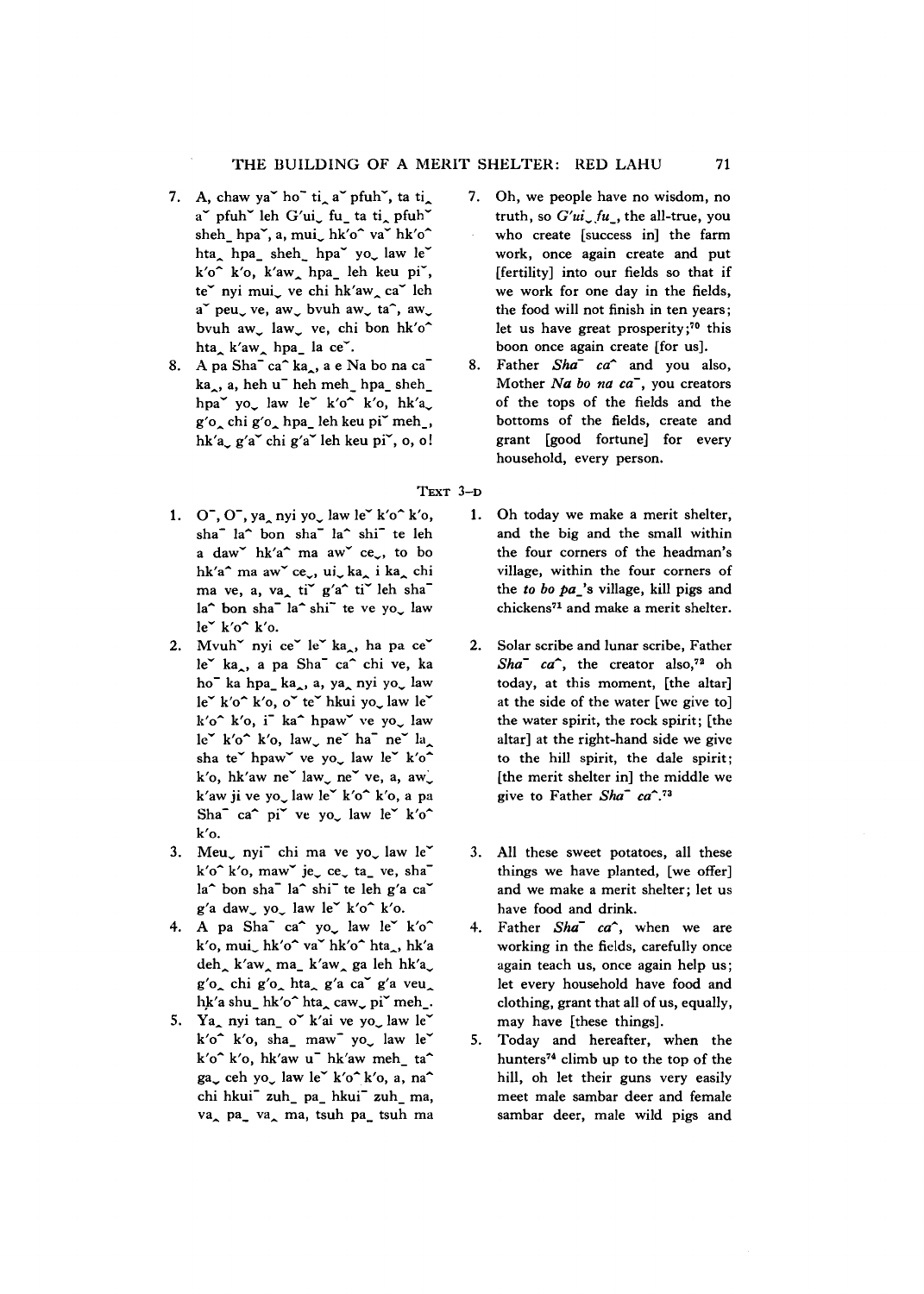7. A, chaw yaˇ ho¯ ti‸ aˇ pfuhˇ, ta ti‸ aˇ pfuhˇ leh G'ui˯ fu_ ta ti‸ pfuhˇ sheh_ hpaˇ, a, mui˯ hk'o^ vaˇ hk'o^ hta‸ hpa_ sheh_ hpaˇ yo˯ law leˇ k'o^ k'o, k'aw‸ hpa_ leh keu piˇ, teˇ nyi mui˯ ve chi hk'aw‸ caˇ leh aˇ peu˯ ve, aw˯ bvuh aw˯ ta^, aw˯ bvuh aw˯ law˯ ve, chi bon hk'o^ hta‸ k'aw‸ hpa_ la ceˇ.

7. Oh, we people have no wisdom, no truth, so *G'ui˯ fu_*, the all-true, you who create [success in] the farm work, once again create and put [fertility] into our fields so that if we work for one day in the fields, the food will not finish in ten years; let us have great prosperity;[70] this boon once again create [for us].

8. A pa Sha¯ ca^ ka‸, a e Na bo na ca¯ ka‸, a, heh u¯ heh meh_ hpa_ sheh_ hpaˇ yo˯ law leˇ k'o^ k'o, hk'a˯ g'o‸ chi g'o‸ hpa_ leh keu piˇ meh_, hk'a˯ g'aˇ chi g'aˇ leh keu piˇ, o, o!

8. Father *Sha¯ ca^* and you also, Mother *Na bo na ca¯*, you creators of the tops of the fields and the bottoms of the fields, create and grant [good fortune] for every household, every person.

## Text 3–D

1. O¯, O¯, ya‸ nyi yo˯ law leˇ k'o^ k'o, sha¯ la^ bon sha¯ la^ shi¯ te leh a dawˇ hk'a^ ma awˇ ce˯, to bo hk'a^ ma awˇ ce˯, ui˯ ka‸ i ka‸ chi ma ve, a, va‸ tiˇ g'a^ tiˇ leh sha¯ la^ bon sha¯ la^ shi¯ te ve yo˯ law leˇ k'o^ k'o.

1. Oh today we make a merit shelter, and the big and the small within the four corners of the headman's village, within the four corners of the *to bo pa_*'s village, kill pigs and chickens[71] and make a merit shelter.

2. Mvuhˇ nyi ceˇ leˇ ka‸, ha pa ceˇ leˇ ka‸, a pa Sha¯ ca^ chi ve, ka ho¯ ka hpa_ ka‸, a, ya‸ nyi yo˯ law leˇ k'o^ k'o, oˇ teˇ hkui yo˯ law leˇ k'o^ k'o, i¯ ka^ hpawˇ ve yo˯ law leˇ k'o^ k'o, law˯ neˇ ha¯ neˇ la‸ sha teˇ hpawˇ ve yo˯ law leˇ k'o^ k'o, hk'aw neˇ law˯ neˇ ve, a, aw˯ k'aw ji ve yo˯ law leˇ k'o^ k'o, a pa Sha¯ ca^ piˇ ve yo˯ law leˇ k'o^ k'o.

2. Solar scribe and lunar scribe, Father *Sha¯ ca^*, the creator also,[72] oh today, at this moment, [the altar] at the side of the water [we give to] the water spirit, the rock spirit; [the altar] at the right-hand side we give to the hill spirit, the dale spirit; [the merit shelter in] the middle we give to Father *Sha¯ ca^*.[73]

3. Meu˯ nyi¯ chi ma ve yo˯ law leˇ k'o^ k'o, mawˇ je˯ ce˯ ta_ ve, sha¯ la^ bon sha¯ la^ shi¯ te leh g'a caˇ g'a daw˯ yo˯ law leˇ k'o^ k'o.

3. All these sweet potatoes, all these things we have planted, [we offer] and we make a merit shelter; let us have food and drink.

4. A pa Sha¯ ca^ yo˯ law leˇ k'o^ k'o, mui˯ hk'o^ vaˇ hk'o^ hta‸, hk'a deh‸ k'aw‸ ma_ k'aw‸ ga leh hk'a˯ g'o‸ chi g'o‸ hta‸ g'a caˇ g'a veu‸ hk'a shu_ hk'o^ hta‸ caw‸ piˇ meh_.

4. Father *Sha¯ ca^*, when we are working in the fields, carefully once again teach us, once again help us; let every household have food and clothing, grant that all of us, equally, may have [these things].

5. Ya‸ nyi tan_ oˇ k'ai ve yo˯ law leˇ k'o^ k'o, sha_ maw¯ yo˯ law leˇ k'o^ k'o, hk'aw u¯ hk'aw meh_ ta^ ga˯ ceh yo˯ law leˇ k'o^ k'o, a, na^ chi hkui¯ zuh_ pa_ hkui¯ zuh_ ma, va‸ pa_ va‸ ma, tsuh pa_ tsuh ma

5. Today and hereafter, when the hunters[74] climb up to the top of the hill, oh let their guns very easily meet male sambar deer and female sambar deer, male wild pigs and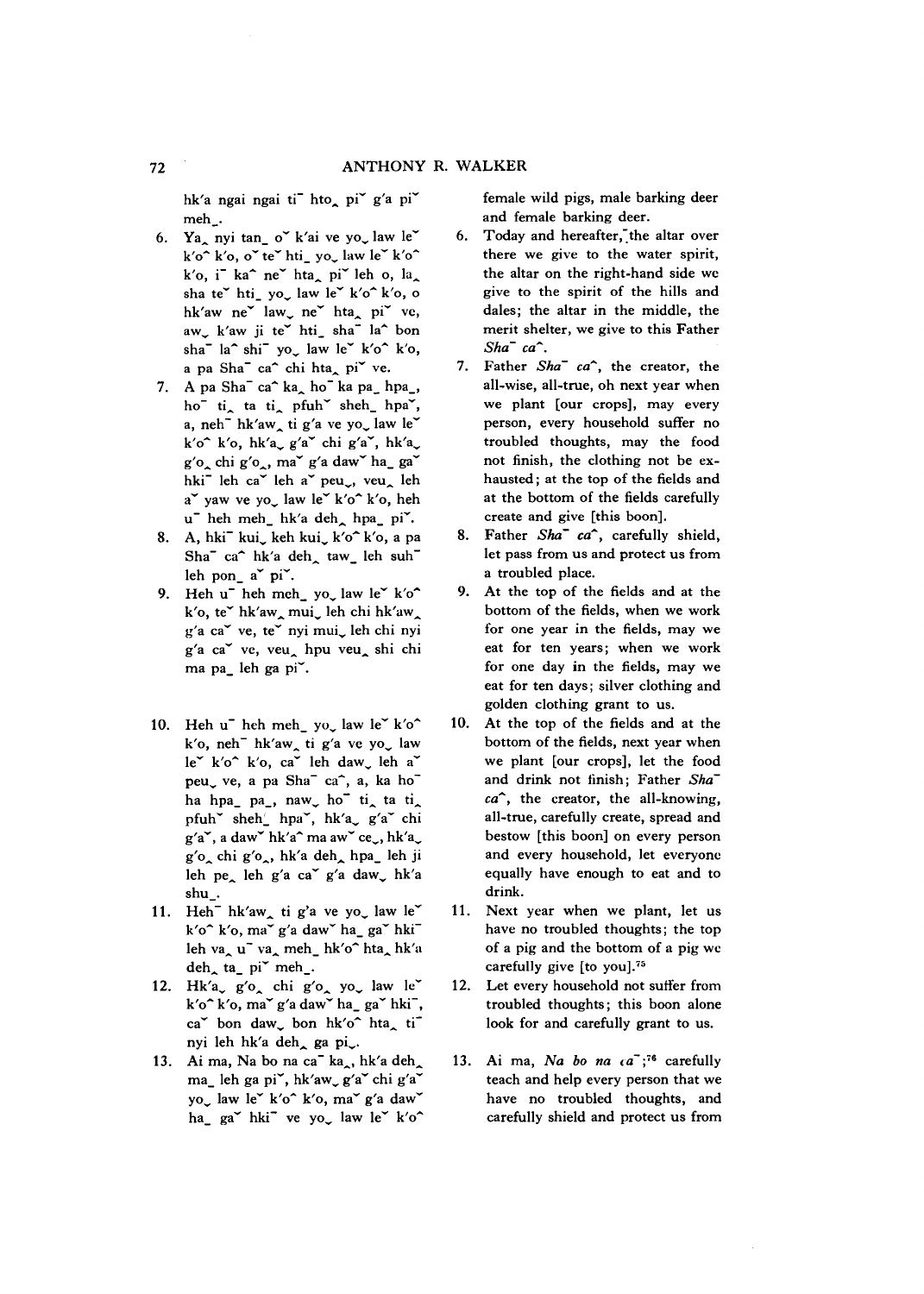hk'a ngai ngai ti¯ hto‸ piˇ g'a piˇ meh_.

6. Ya‸ nyi tan_ oˇ k'ai ve yo⌄ law leˇ k'oˆ k'o, oˇ teˇ hti_ yo⌄ law leˇ k'oˆ k'o, i¯ kaˆ neˇ hta‸ piˇ leh o, la‸ sha teˇ hti_ yo⌄ law leˇ k'oˆ k'o, o hk'aw neˇ law⌄ neˇ hta‸ piˇ ve, aw⌄ k'aw ji teˇ hti_ sha¯ laˆ bon sha¯ laˆ shi¯ yo⌄ law leˇ k'oˆ k'o, a pa Sha¯ caˆ chi hta‸ piˇ ve.

7. A pa Sha¯ caˆ ka‸ ho¯ ka pa_ hpa_, ho¯ ti‸ ta ti‸ pfuhˇ sheh_ hpaˇ, a, neh¯ hk'aw‸ ti g'a ve yo⌄ law leˇ k'oˆ k'o, hk'a⌄ g'aˇ chi g'aˇ, hk'a⌄ g'o‸ chi g'o‸, maˇ g'a dawˇ ha_ gaˇ hki¯ leh caˇ leh aˇ peu⌄, veu‸ leh aˇ yaw ve yo⌄ law leˇ k'oˆ k'o, heh u¯ heh meh_ hk'a deh‸ hpa_ piˇ.

8. A, hki¯ kui⌄ keh kui⌄ k'oˆ k'o, a pa Sha¯ caˆ hk'a deh‸ taw_ leh suh¯ leh pon_ aˇ piˇ.

9. Heh u¯ heh meh_ yo⌄ law leˇ k'oˆ k'o, teˇ hk'aw‸ mui⌄ leh chi hk'aw‸ g'a caˇ ve, teˇ nyi mui⌄ leh chi nyi g'a caˇ ve, veu‸ hpu veu‸ shi chi ma pa_ leh ga piˇ.

10. Heh u¯ heh meh_ yo⌄ law leˇ k'oˆ k'o, neh¯ hk'aw‸ ti g'a ve yo⌄ law leˇ k'oˆ k'o, caˇ leh daw⌄ leh aˇ peu⌄ ve, a pa Sha¯ caˆ, a, ka ho¯ ha hpa_ pa_, naw⌄ ho¯ ti‸ ta ti‸ pfuhˇ sheh_ hpaˇ, hk'a⌄ g'aˇ chi g'aˇ, a dawˇ hk'aˆ ma awˇ ce⌄, hk'a⌄ g'o‸ chi g'o‸, hk'a deh‸ hpa_ leh ji leh pe‸ leh g'a caˇ g'a daw⌄ hk'a shu_.

11. Heh¯ hk'aw‸ ti g'a ve yo⌄ law leˇ k'oˆ k'o, maˇ g'a dawˇ ha_ gaˇ hki¯ leh va‸ u¯ va‸ meh_ hk'oˆ hta‸ hk'a deh‸ ta_ piˇ meh_.

12. Hk'a⌄ g'o‸ chi g'o‸ yo⌄ law leˇ k'oˆ k'o, maˇ g'a dawˇ ha_ gaˇ hki¯, caˇ bon daw⌄ bon hk'oˆ hta‸ ti¯ nyi leh hk'a deh‸ ga pi⌄.

13. Ai ma, Na bo na ca¯ ka‸, hk'a deh‸ ma_ leh ga piˇ, hk'aw⌄ g'aˇ chi g'aˇ yo⌄ law leˇ k'oˆ k'o, maˇ g'a dawˇ ha_ gaˇ hki¯ ve yo⌄ law leˇ k'oˆ

female wild pigs, male barking deer and female barking deer.

6. Today and hereafter, the altar over there we give to the water spirit, the altar on the right-hand side we give to the spirit of the hills and dales; the altar in the middle, the merit shelter, we give to this Father *Sha¯ caˆ*.

7. Father *Sha¯ caˆ*, the creator, the all-wise, all-true, oh next year when we plant [our crops], may every person, every household suffer no troubled thoughts, may the food not finish, the clothing not be exhausted; at the top of the fields and at the bottom of the fields carefully create and give [this boon].

8. Father *Sha¯ caˆ*, carefully shield, let pass from us and protect us from a troubled place.

9. At the top of the fields and at the bottom of the fields, when we work for one year in the fields, may we eat for ten years; when we work for one day in the fields, may we eat for ten days; silver clothing and golden clothing grant to us.

10. At the top of the fields and at the bottom of the fields, next year when we plant [our crops], let the food and drink not finish; Father *Sha¯ caˆ*, the creator, the all-knowing, all-true, carefully create, spread and bestow [this boon] on every person and every household, let everyone equally have enough to eat and to drink.

11. Next year when we plant, let us have no troubled thoughts; the top of a pig and the bottom of a pig we carefully give [to you].[75]

12. Let every household not suffer from troubled thoughts; this boon alone look for and carefully grant to us.

13. Ai ma, *Na bo na ca¯*;[76] carefully teach and help every person that we have no troubled thoughts, and carefully shield and protect us from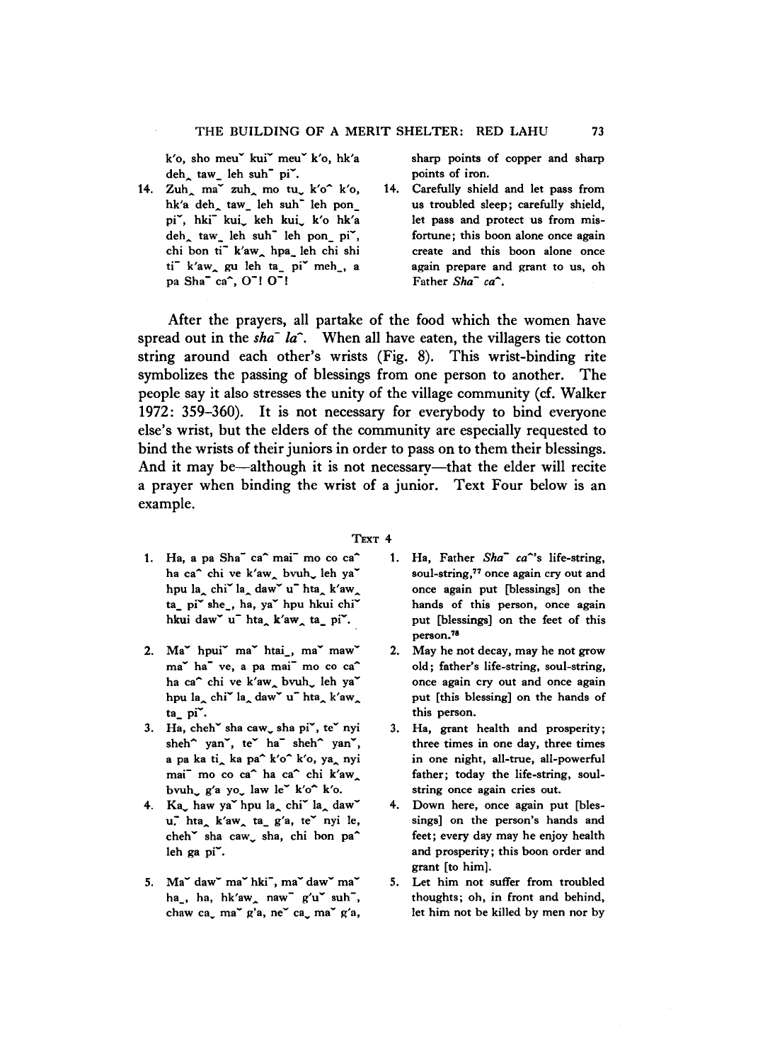k'o, sho meu˘ kui˘ meu˘ k'o, hk'a deh‸ taw_ leh suh¯ pi˘.

sharp points of copper and sharp points of iron.

14. Zuh‸ ma˘ zuh‸ mo tu˯ k'o^ k'o, hk'a deh‸ taw_ leh suh¯ leh pon_ pi˘, hki¯ kui˯ keh kui˯ k'o hk'a deh‸ taw_ leh suh¯ leh pon_ pi˘, chi bon ti¯ k'aw‸ hpa_ leh chi shi ti¯ k'aw‸ gu leh ta_ pi˘ meh_, a pa Sha¯ ca^, O¯! O¯!

14. Carefully shield and let pass from us troubled sleep; carefully shield, let pass and protect us from misfortune; this boon alone once again create and this boon alone once again prepare and grant to us, oh Father *Sha¯ ca^*.

After the prayers, all partake of the food which the women have spread out in the *sha¯ la^*. When all have eaten, the villagers tie cotton string around each other's wrists (Fig. 8). This wrist-binding rite symbolizes the passing of blessings from one person to another. The people say it also stresses the unity of the village community (cf. Walker 1972: 359–360). It is not necessary for everybody to bind everyone else's wrist, but the elders of the community are especially requested to bind the wrists of their juniors in order to pass on to them their blessings. And it may be—although it is not necessary—that the elder will recite a prayer when binding the wrist of a junior. Text Four below is an example.

TEXT 4

1. Ha, a pa Sha¯ ca^ mai¯ mo co ca^ ha ca^ chi ve k'aw‸ bvuh˯ leh ya˘ hpu la‸ chi˘ la‸ daw˘ u¯ hta‸ k'aw‸ ta_ pi˘ she_, ha, ya˘ hpu hkui chi˘ hkui daw˘ u¯ hta‸ k'aw‸ ta_ pi˘.

1. Ha, Father *Sha¯ ca^*'s life-string, soul-string,[77] once again cry out and once again put [blessings] on the hands of this person, once again put [blessings] on the feet of this person.[78]

2. Ma˘ hpui˘ ma˘ htai_, ma˘ maw˘ ma˘ ha¯ ve, a pa mai¯ mo co ca^ ha ca^ chi ve k'aw‸ bvuh˯ leh ya˘ hpu la‸ chi˘ la‸ daw˘ u¯ hta‸ k'aw‸ ta_ pi˘.

2. May he not decay, may he not grow old; father's life-string, soul-string, once again cry out and once again put [this blessing] on the hands of this person.

3. Ha, cheh˘ sha caw˯ sha pi˘, te˘ nyi sheh^ yan˘, te˘ ha¯ sheh^ yan˘, a pa ka ti‸ ka pa^ k'o^ k'o, ya‸ nyi mai¯ mo co ca^ ha ca^ chi k'aw‸ bvuh˯ g'a yo˯ law le˘ k'o^ k'o.

3. Ha, grant health and prosperity; three times in one day, three times in one night, all-true, all-powerful father; today the life-string, soul-string once again cries out.

4. Ka˯ haw ya˘ hpu la‸ chi˘ la‸ daw˘ u¯ hta‸ k'aw‸ ta_ g'a, te˘ nyi le, cheh˘ sha caw˯ sha, chi bon pa^ leh ga pi˘.

4. Down here, once again put [blessings] on the person's hands and feet; every day may he enjoy health and prosperity; this boon order and grant [to him].

5. Ma˘ daw˘ ma˘ hki¯, ma˘ daw˘ ma˘ ha_, ha, hk'aw‸ naw¯ g'u˘ suh¯, chaw ca˯ ma˘ g'a, ne˘ ca˯ ma˘ g'a,

5. Let him not suffer from troubled thoughts; oh, in front and behind, let him not be killed by men nor by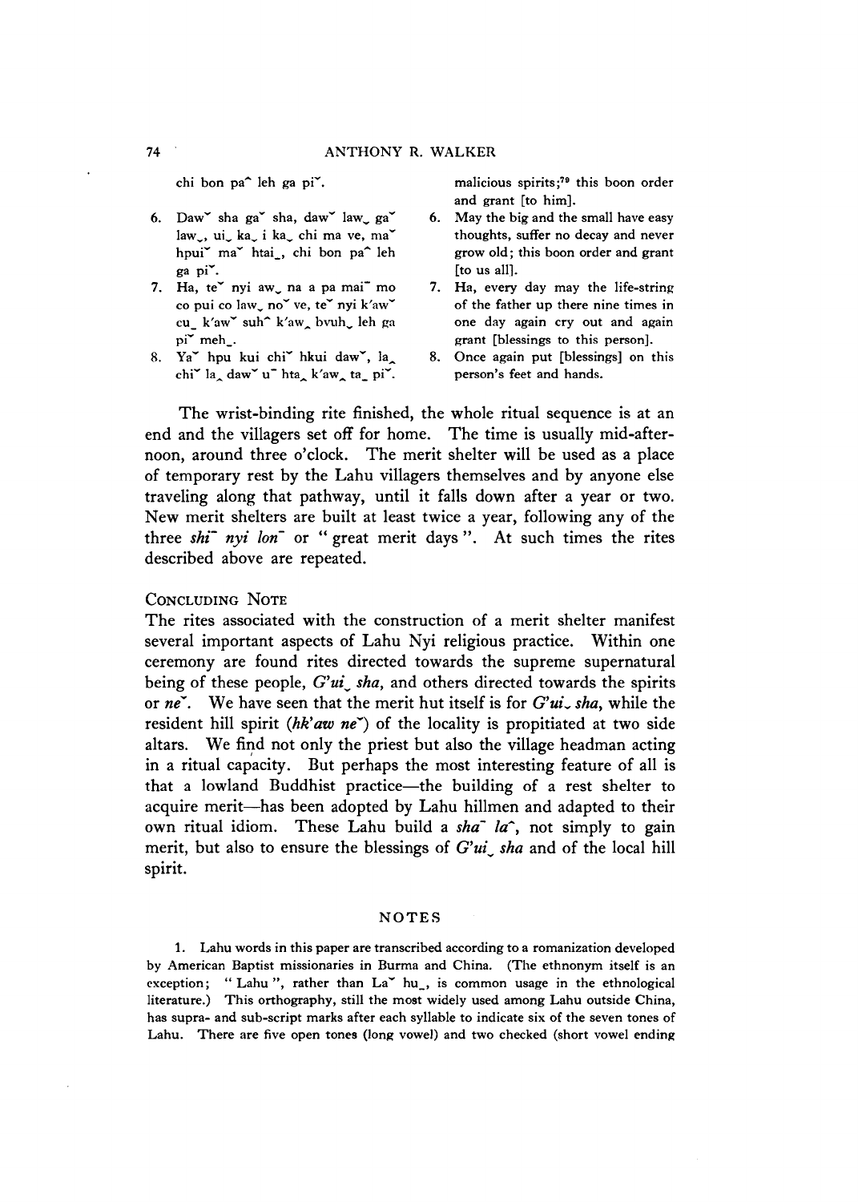chi bon pa^ leh ga piˇ.

malicious spirits;[79] this boon order and grant [to him].

6. Dawˇ sha gaˇ sha, dawˇ law̬ gaˇ law̬, ui̬ ka̬ i ka̬ chi ma ve, maˇ hpuiˇ maˇ htai_, chi bon pa^ leh ga piˇ.

6. May the big and the small have easy thoughts, suffer no decay and never grow old; this boon order and grant [to us all].

7. Ha, teˇ nyi aw̬ na a pa mai¯ mo co pui co law̬ noˇ ve, teˇ nyi k'awˇ cu_ k'awˇ suh^ k'aw‸ bvuh̬ leh ga piˇ meh_.

7. Ha, every day may the life-string of the father up there nine times in one day again cry out and again grant [blessings to this person].

8. Yaˇ hpu kui chiˇ hkui dawˇ, la‸ chiˇ la‸ dawˇ u¯ hta‸ k'aw‸ ta_ piˇ.

8. Once again put [blessings] on this person's feet and hands.

The wrist-binding rite finished, the whole ritual sequence is at an end and the villagers set off for home. The time is usually mid-afternoon, around three o'clock. The merit shelter will be used as a place of temporary rest by the Lahu villagers themselves and by anyone else traveling along that pathway, until it falls down after a year or two. New merit shelters are built at least twice a year, following any of the three *shi¯ nyi lon¯* or " great merit days ". At such times the rites described above are repeated.

## Concluding Note

The rites associated with the construction of a merit shelter manifest several important aspects of Lahu Nyi religious practice. Within one ceremony are found rites directed towards the supreme supernatural being of these people, *G'ui̬ sha*, and others directed towards the spirits or *neˇ*. We have seen that the merit hut itself is for *G'ui̬ sha*, while the resident hill spirit (*hk'aw neˇ*) of the locality is propitiated at two side altars. We find not only the priest but also the village headman acting in a ritual capacity. But perhaps the most interesting feature of all is that a lowland Buddhist practice—the building of a rest shelter to acquire merit—has been adopted by Lahu hillmen and adapted to their own ritual idiom. These Lahu build a *sha¯ la^*, not simply to gain merit, but also to ensure the blessings of *G'ui̬ sha* and of the local hill spirit.

## NOTES

1. Lahu words in this paper are transcribed according to a romanization developed by American Baptist missionaries in Burma and China. (The ethnonym itself is an exception; " Lahu ", rather than Laˇ hu_, is common usage in the ethnological literature.) This orthography, still the most widely used among Lahu outside China, has supra- and sub-script marks after each syllable to indicate six of the seven tones of Lahu. There are five open tones (long vowel) and two checked (short vowel ending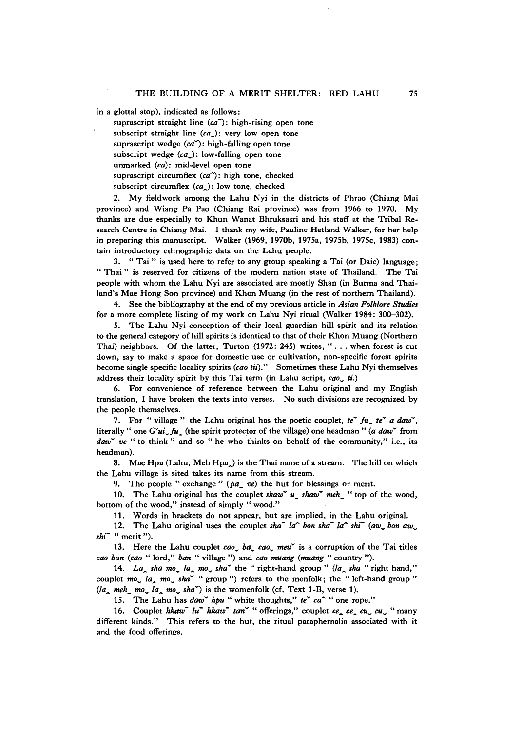in a glottal stop), indicated as follows:

suprascript straight line (*ca*¯): high-rising open tone
subscript straight line (*ca*_): very low open tone
suprascript wedge (*ca*ˇ): high-falling open tone
subscript wedge (*ca*ˬ): low-falling open tone
unmarked (*ca*): mid-level open tone
suprascript circumflex (*ca*ˆ): high tone, checked
subscript circumflex (*ca*‸): low tone, checked

2. My fieldwork among the Lahu Nyi in the districts of Phrao (Chiang Mai province) and Wiang Pa Pao (Chiang Rai province) was from 1966 to 1970. My thanks are due especially to Khun Wanat Bhruksasri and his staff at the Tribal Research Centre in Chiang Mai. I thank my wife, Pauline Hetland Walker, for her help in preparing this manuscript. Walker (1969, 1970b, 1975a, 1975b, 1975c, 1983) contain introductory ethnographic data on the Lahu people.

3. "Tai" is used here to refer to any group speaking a Tai (or Daic) language; "Thai" is reserved for citizens of the modern nation state of Thailand. The Tai people with whom the Lahu Nyi are associated are mostly Shan (in Burma and Thailand's Mae Hong Son province) and Khon Muang (in the rest of northern Thailand).

4. See the bibliography at the end of my previous article in *Asian Folklore Studies* for a more complete listing of my work on Lahu Nyi ritual (Walker 1984: 300–302).

5. The Lahu Nyi conception of their local guardian hill spirit and its relation to the general category of hill spirits is identical to that of their Khon Muang (Northern Thai) neighbors. Of the latter, Turton (1972: 245) writes, "... when forest is cut down, say to make a space for domestic use or cultivation, non-specific forest spirits become single specific locality spirits (*cao tii*)." Sometimes these Lahu Nyi themselves address their locality spirit by this Tai term (in Lahu script, *cao*ˬ *ti*.)

6. For convenience of reference between the Lahu original and my English translation, I have broken the texts into verses. No such divisions are recognized by the people themselves.

7. For "village" the Lahu original has the poetic couplet, *te*ˇ *fu*_ *te*ˇ *a daw*ˇ, literally "one *G'ui*ˬ *fu*_ (the spirit protector of the village) one headman" (*a daw*ˇ from *daw*ˇ *ve* "to think" and so "he who thinks on behalf of the community," i.e., its headman).

8. Mae Hpa (Lahu, Meh Hpa‸) is the Thai name of a stream. The hill on which the Lahu village is sited takes its name from this stream.

9. The people "exchange" (*pa*_ *ve*) the hut for blessings or merit.

10. The Lahu original has the couplet *shaw*ˇ *u*_ *shaw*ˇ *meh*_ "top of the wood, bottom of the wood," instead of simply "wood."

11. Words in brackets do not appear, but are implied, in the Lahu original.

12. The Lahu original uses the couplet *sha*¯ *la*ˆ *bon sha*¯ *la*ˆ *shi*¯ (*aw*ˬ *bon aw*ˬ *shi*¯ "merit").

13. Here the Lahu couplet *cao*ˬ *ba*ˬ *cao*ˬ *meu*ˇ is a corruption of the Tai titles *cao ban* (*cao* "lord," *ban* "village") and *cao muang* (*muang* "country").

14. *La*‸ *sha mo*ˬ *la*‸ *mo*ˬ *sha*ˇ the "right-hand group" (*la*‸ *sha* "right hand," couplet *mo*ˬ *la*‸ *mo*ˬ *sha*ˇ "group") refers to the menfolk; the "left-hand group" (*la*‸ *meh*_ *mo*ˬ *la*‸ *mo*ˬ *sha*ˇ) is the womenfolk (cf. Text 1-B, verse 1).

15. The Lahu has *daw*ˇ *hpu* "white thoughts," *te*ˇ *ca*ˆ "one rope."

16. Couplet *hkaw*¯ *lu*¯ *hkaw*¯ *tan*ˇ "offerings," couplet *ce*‸ *ce*‸ *cu*ˬ *cu*ˬ "many different kinds." This refers to the hut, the ritual paraphernalia associated with it and the food offerings.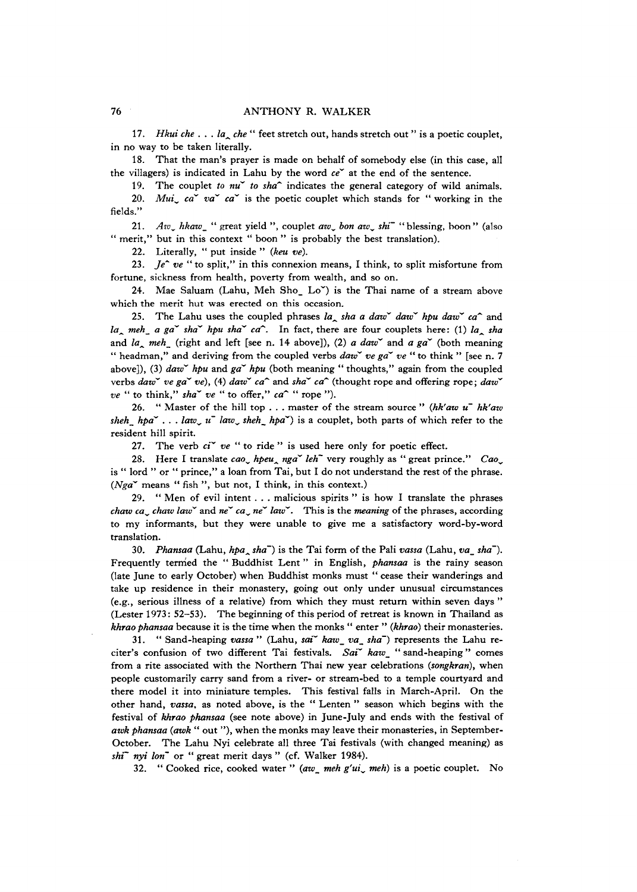17. *Hkui che . . . la̰ che* " feet stretch out, hands stretch out " is a poetic couplet, in no way to be taken literally.

18. That the man's prayer is made on behalf of somebody else (in this case, all the villagers) is indicated in Lahu by the word *ceˇ* at the end of the sentence.

19. The couplet *to nuˇ to sha^* indicates the general category of wild animals.

20. *Mui̧ caˇ vaˇ caˇ* is the poetic couplet which stands for " working in the fields."

21. *Aw̧ hkaw_* " great yield ", couplet *aw̧ bon aw̧ shi¯* " blessing, boon " (also " merit," but in this context " boon " is probably the best translation).

22. Literally, " put inside " *(keu ve)*.

23. *Je^ ve* " to split," in this connexion means, I think, to split misfortune from fortune, sickness from health, poverty from wealth, and so on.

24. Mae Saluam (Lahu, Meh Sho_ Loˇ) is the Thai name of a stream above which the merit hut was erected on this occasion.

25. The Lahu uses the coupled phrases *la̰ sha a dawˇ dawˇ hpu dawˇ ca^* and *la̰ meh_ a gaˇ shaˇ hpu shaˇ ca^*. In fact, there are four couplets here: (1) *la̰ sha* and *la̰ meh_* (right and left [see n. 14 above]), (2) *a dawˇ* and *a gaˇ* (both meaning " headman," and deriving from the coupled verbs *dawˇ ve gaˇ ve* " to think " [see n. 7 above]), (3) *dawˇ hpu* and *gaˇ hpu* (both meaning " thoughts," again from the coupled verbs *dawˇ ve gaˇ ve*), (4) *dawˇ ca^* and *shaˇ ca^* (thought rope and offering rope; *dawˇ ve* " to think," *shaˇ ve* " to offer," *ca^* " rope ").

26. " Master of the hill top . . . master of the stream source " *(hk'aw u¯ hk'aw sheh_ hpaˇ . . . law̧ u¯ law̧ sheh_ hpaˇ)* is a couplet, both parts of which refer to the resident hill spirit.

27. The verb *ciˇ ve* " to ride " is used here only for poetic effect.

28. Here I translate *cao̧ hpeu̧ ngaˇ leh¯* very roughly as " great prince." *Cao̧* is " lord " or " prince," a loan from Tai, but I do not understand the rest of the phrase. (*Ngaˇ* means " fish ", but not, I think, in this context.)

29. " Men of evil intent . . . malicious spirits " is how I translate the phrases *chaw ca̧ chaw lawˇ* and *neˇ ca̧ neˇ lawˇ*. This is the *meaning* of the phrases, according to my informants, but they were unable to give me a satisfactory word-by-word translation.

30. *Phansaa* (Lahu, *hpa̰ sha¯*) is the Tai form of the Pali *vassa* (Lahu, *va_ sha¯*). Frequently termed the " Buddhist Lent " in English, *phansaa* is the rainy season (late June to early October) when Buddhist monks must " cease their wanderings and take up residence in their monastery, going out only under unusual circumstances (e.g., serious illness of a relative) from which they must return within seven days " (Lester 1973: 52–53). The beginning of this period of retreat is known in Thailand as *khrao phansaa* because it is the time when the monks " enter " *(khrao)* their monasteries.

31. " Sand-heaping *vassa* " (Lahu, *saiˇ kaw_ va_ sha¯*) represents the Lahu reciter's confusion of two different Tai festivals. *Saiˇ kaw_* " sand-heaping " comes from a rite associated with the Northern Thai new year celebrations *(songkran)*, when people customarily carry sand from a river- or stream-bed to a temple courtyard and there model it into miniature temples. This festival falls in March-April. On the other hand, *vassa*, as noted above, is the " Lenten " season which begins with the festival of *khrao phansaa* (see note above) in June-July and ends with the festival of *awk phansaa* (*awk* " out "), when the monks may leave their monasteries, in September-October. The Lahu Nyi celebrate all three Tai festivals (with changed meaning) as *shi¯ nyi lon¯* or " great merit days " (cf. Walker 1984).

32. " Cooked rice, cooked water " *(aw_ meh g'ui̧ meh)* is a poetic couplet. No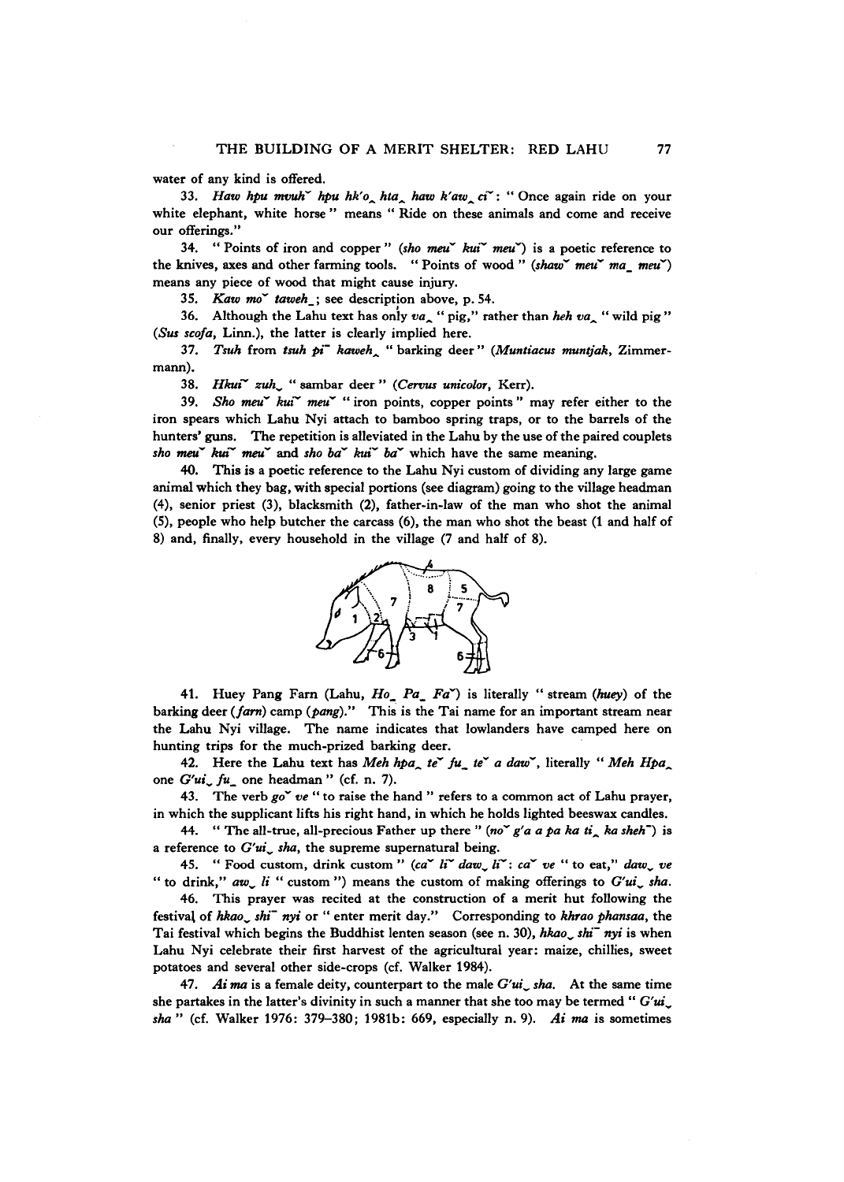water of any kind is offered.

33. *Haw hpu mvuhˇ hpu hk'o‸ hta‸ haw k'aw‸ ciˇ*: " Once again ride on your white elephant, white horse " means " Ride on these animals and come and receive our offerings."

34. " Points of iron and copper " (*sho meuˇ kuiˇ meuˇ*) is a poetic reference to the knives, axes and other farming tools. " Points of wood " (*shawˇ meuˇ ma_ meuˇ*) means any piece of wood that might cause injury.

35. *Kaw moˇ taweh_*; see description above, p. 54.

36. Although the Lahu text has only *va‸* " pig," rather than *heh va‸* " wild pig " (*Sus scofa*, Linn.), the latter is clearly implied here.

37. *Tsuh* from *tsuh pi¯ kaweh‸* " barking deer " (*Muntiacus muntjak*, Zimmermann).

38. *Hkuiˇ zuh‿* " sambar deer " (*Cervus unicolor*, Kerr).

39. *Sho meuˇ kuiˇ meuˇ* " iron points, copper points " may refer either to the iron spears which Lahu Nyi attach to bamboo spring traps, or to the barrels of the hunters' guns. The repetition is alleviated in the Lahu by the use of the paired couplets *sho meuˇ kuiˇ meuˇ* and *sho baˇ kuiˇ baˇ* which have the same meaning.

40. This is a poetic reference to the Lahu Nyi custom of dividing any large game animal which they bag, with special portions (see diagram) going to the village headman (4), senior priest (3), blacksmith (2), father-in-law of the man who shot the animal (5), people who help butcher the carcass (6), the man who shot the beast (1 and half of 8) and, finally, every household in the village (7 and half of 8).

41. Huey Pang Farn (Lahu, *Ho_ Pa_ Faˇ*) is literally " stream (*huey*) of the barking deer (*farn*) camp (*pang*)." This is the Tai name for an important stream near the Lahu Nyi village. The name indicates that lowlanders have camped here on hunting trips for the much-prized barking deer.

42. Here the Lahu text has *Meh hpa‸ teˇ fu_ teˇ a dawˇ*, literally " *Meh Hpa‸* one *G'ui‿ fu_* one headman " (cf. n. 7).

43. The verb *goˇ ve* " to raise the hand " refers to a common act of Lahu prayer, in which the supplicant lifts his right hand, in which he holds lighted beeswax candles.

44. " The all-true, all-precious Father up there " (*noˇ g'a a pa ka ti‸ ka sheh¯*) is a reference to *G'ui‿ sha*, the supreme supernatural being.

45. " Food custom, drink custom " (*caˇ liˇ daw‿ liˇ*: *caˇ ve* " to eat," *daw‿ ve* " to drink," *aw‿ li* " custom ") means the custom of making offerings to *G'ui‿ sha*.

46. This prayer was recited at the construction of a merit hut following the festival of *hkao‿ shi¯ nyi* or " enter merit day." Corresponding to *khrao phansaa*, the Tai festival which begins the Buddhist lenten season (see n. 30), *hkao‿ shi¯ nyi* is when Lahu Nyi celebrate their first harvest of the agricultural year: maize, chillies, sweet potatoes and several other side-crops (cf. Walker 1984).

47. *Ai ma* is a female deity, counterpart to the male *G'ui‿ sha*. At the same time she partakes in the latter's divinity in such a manner that she too may be termed " *G'ui‿ sha* " (cf. Walker 1976: 379–380; 1981b: 669, especially n. 9). *Ai ma* is sometimes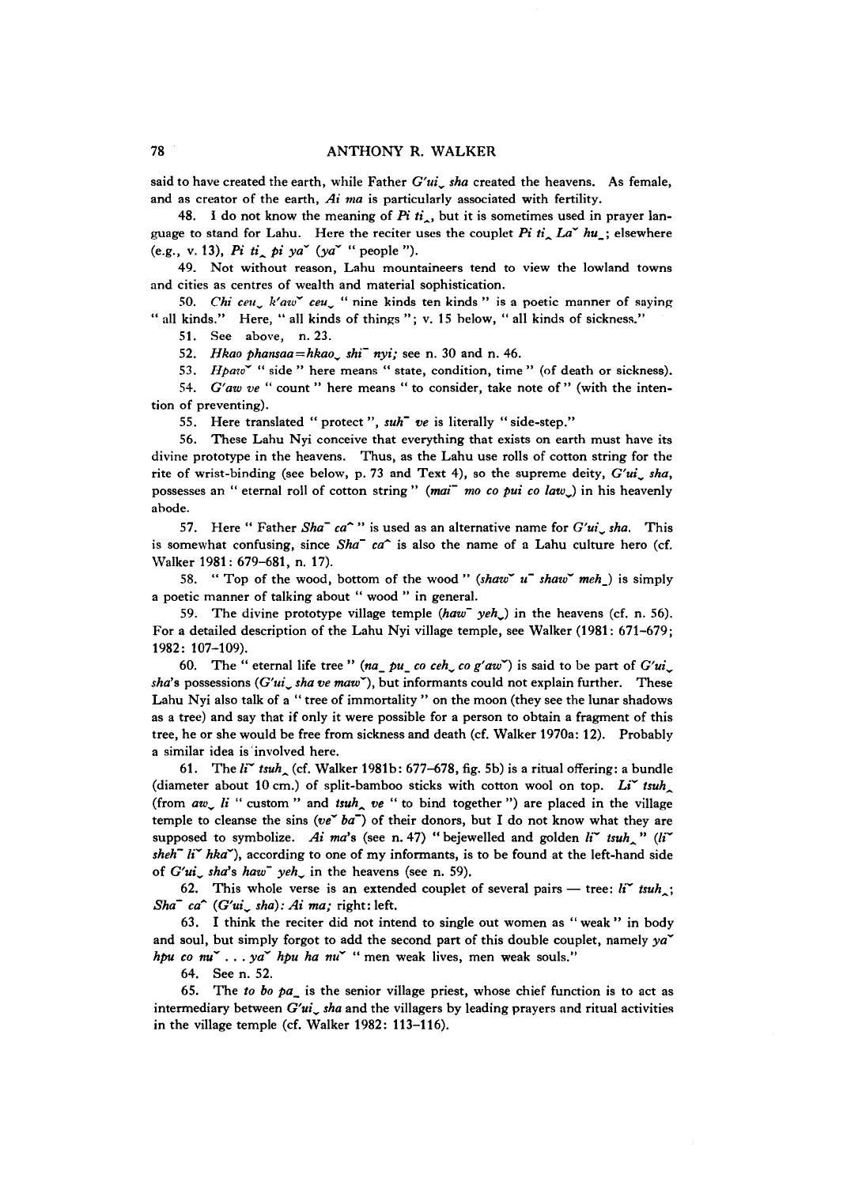said to have created the earth, while Father *G'ui̬ sha* created the heavens. As female, and as creator of the earth, *Ai ma* is particularly associated with fertility.

48. I do not know the meaning of *Pi ti̭*, but it is sometimes used in prayer language to stand for Lahu. Here the reciter uses the couplet *Pi ti̭ La˘ hu̱*; elsewhere (e.g., v. 13), *Pi ti̭ pi ya˘* (*ya˘* "people").

49. Not without reason, Lahu mountaineers tend to view the lowland towns and cities as centres of wealth and material sophistication.

50. *Chi ceu̬ k'aw˘ ceu̬* "nine kinds ten kinds" is a poetic manner of saying "all kinds." Here, "all kinds of things"; v. 15 below, "all kinds of sickness."

51. See above, n. 23.

52. *Hkao phansaa=hkao̬ shi¯ nyi*; see n. 30 and n. 46.

53. *Hpaw˘* "side" here means "state, condition, time" (of death or sickness).

54. *G'aw ve* "count" here means "to consider, take note of" (with the intention of preventing).

55. Here translated "protect", *suh¯ ve* is literally "side-step."

56. These Lahu Nyi conceive that everything that exists on earth must have its divine prototype in the heavens. Thus, as the Lahu use rolls of cotton string for the rite of wrist-binding (see below, p. 73 and Text 4), so the supreme deity, *G'ui̬ sha*, possesses an "eternal roll of cotton string" (*mai¯ mo co pui co law̬*) in his heavenly abode.

57. Here "Father *Sha¯ ca^*" is used as an alternative name for *G'ui̬ sha*. This is somewhat confusing, since *Sha¯ ca^* is also the name of a Lahu culture hero (cf. Walker 1981: 679–681, n. 17).

58. "Top of the wood, bottom of the wood" (*shaw˘ u¯ shaw˘ meẖ*) is simply a poetic manner of talking about "wood" in general.

59. The divine prototype village temple (*haw¯ yeh̬*) in the heavens (cf. n. 56). For a detailed description of the Lahu Nyi village temple, see Walker (1981: 671–679; 1982: 107–109).

60. The "eternal life tree" (*na̱ pu̱ co ceh̬ co g'aw˘*) is said to be part of *G'ui̬ sha*'s possessions (*G'ui̬ sha ve maw˘*), but informants could not explain further. These Lahu Nyi also talk of a "tree of immortality" on the moon (they see the lunar shadows as a tree) and say that if only it were possible for a person to obtain a fragment of this tree, he or she would be free from sickness and death (cf. Walker 1970a: 12). Probably a similar idea is involved here.

61. The *li˘ tsuh̭* (cf. Walker 1981b: 677–678, fig. 5b) is a ritual offering: a bundle (diameter about 10 cm.) of split-bamboo sticks with cotton wool on top. *Li˘ tsuh̭* (from *aw̬ li* "custom" and *tsuh̭ ve* "to bind together") are placed in the village temple to cleanse the sins (*ve˘ ba¯*) of their donors, but I do not know what they are supposed to symbolize. *Ai ma*'s (see n. 47) "bejewelled and golden *li˘ tsuh̭*" (*li˘ sheh¯ li˘ hka˘*), according to one of my informants, is to be found at the left-hand side of *G'ui̬ sha*'s *haw¯ yeh̬* in the heavens (see n. 59).

62. This whole verse is an extended couplet of several pairs — tree: *li˘ tsuh̭*; *Sha¯ ca^* (*G'ui̬ sha*): *Ai ma*; right: left.

63. I think the reciter did not intend to single out women as "weak" in body and soul, but simply forgot to add the second part of this double couplet, namely *ya˘ hpu co nu˘ . . . ya˘ hpu ha nu˘* "men weak lives, men weak souls."

64. See n. 52.

65. The *to bo pa̱* is the senior village priest, whose chief function is to act as intermediary between *G'ui̬ sha* and the villagers by leading prayers and ritual activities in the village temple (cf. Walker 1982: 113–116).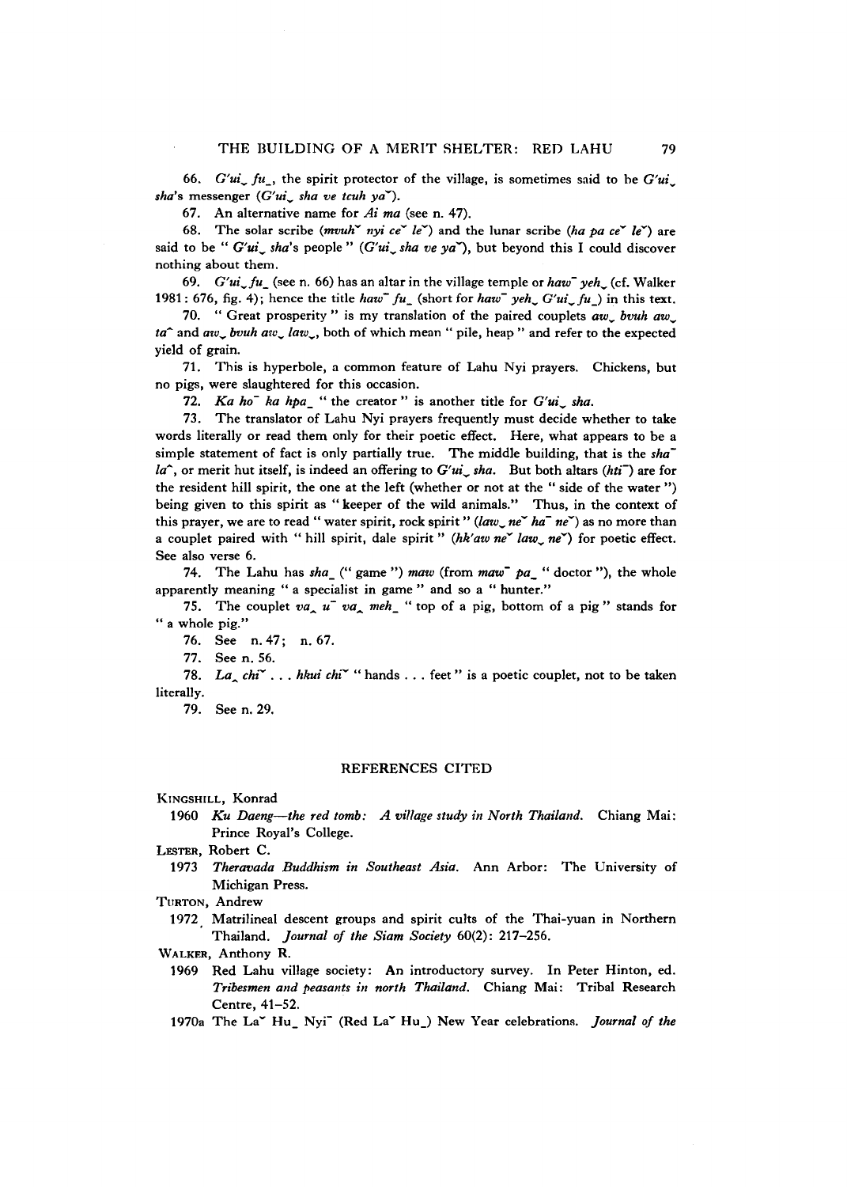66. *G'ui̬ fu̱*, the spirit protector of the village, is sometimes said to be *G'ui̬ sha*'s messenger (*G'ui̬ sha ve tcuh yaˇ*).

67. An alternative name for *Ai ma* (see n. 47).

68. The solar scribe (*mvuhˇ nyi ceˇ leˇ*) and the lunar scribe (*ha pa ceˇ leˇ*) are said to be " *G'ui̬ sha*'s people " (*G'ui̬ sha ve yaˇ*), but beyond this I could discover nothing about them.

69. *G'ui̬ fu̱* (see n. 66) has an altar in the village temple or *hawˉ yeh̬* (cf. Walker 1981: 676, fig. 4); hence the title *hawˉ fu̱* (short for *hawˉ yeh̬ G'ui̬ fu̱*) in this text.

70. " Great prosperity " is my translation of the paired couplets *aw̬ bvuh aw̬ ta^* and *aw̬ bvuh aw̬ law̬*, both of which mean " pile, heap " and refer to the expected yield of grain.

71. This is hyperbole, a common feature of Lahu Nyi prayers. Chickens, but no pigs, were slaughtered for this occasion.

72. *Ka hoˉ ka hpa̱* " the creator " is another title for *G'ui̬ sha*.

73. The translator of Lahu Nyi prayers frequently must decide whether to take words literally or read them only for their poetic effect. Here, what appears to be a simple statement of fact is only partially true. The middle building, that is the *shaˉ la^*, or merit hut itself, is indeed an offering to *G'ui̬ sha*. But both altars (*htiˉ*) are for the resident hill spirit, the one at the left (whether or not at the " side of the water ") being given to this spirit as " keeper of the wild animals." Thus, in the context of this prayer, we are to read " water spirit, rock spirit " (*law̬ neˇ haˉ neˇ*) as no more than a couplet paired with " hill spirit, dale spirit " (*hk'aw neˇ law̬ neˇ*) for poetic effect. See also verse 6.

74. The Lahu has *sha̱* (" game ") *maw* (from *mawˉ pa̱* " doctor "), the whole apparently meaning " a specialist in game " and so a " hunter."

75. The couplet *va^ uˉ va^ meẖ* " top of a pig, bottom of a pig " stands for " a whole pig."

76. See n. 47; n. 67.

77. See n. 56.

78. *La^ chiˇ . . . hkui chiˇ* " hands . . . feet " is a poetic couplet, not to be taken literally.

79. See n. 29.

## REFERENCES CITED

Kingshill, Konrad

1960 *Ku Daeng—the red tomb: A village study in North Thailand*. Chiang Mai: Prince Royal's College.

Lester, Robert C.

1973 *Theravada Buddhism in Southeast Asia*. Ann Arbor: The University of Michigan Press.

Turton, Andrew

1972 Matrilineal descent groups and spirit cults of the Thai-yuan in Northern Thailand. *Journal of the Siam Society* 60(2): 217–256.

Walker, Anthony R.

1969 Red Lahu village society: An introductory survey. In Peter Hinton, ed. *Tribesmen and peasants in north Thailand*. Chiang Mai: Tribal Research Centre, 41–52.

1970a The Laˇ Hu̱ Nyiˉ (Red Laˇ Hu̱) New Year celebrations. *Journal of the*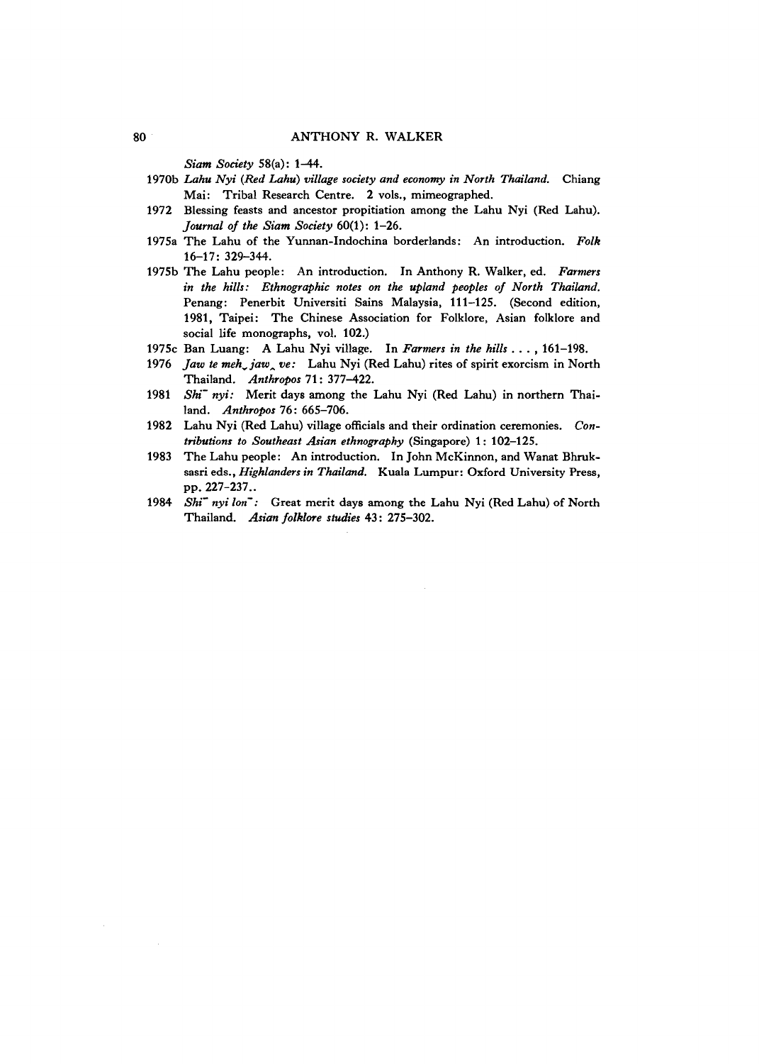*Siam Society* 58(a): 1–44.

1970b *Lahu Nyi (Red Lahu) village society and economy in North Thailand.* Chiang Mai: Tribal Research Centre. 2 vols., mimeographed.

1972 Blessing feasts and ancestor propitiation among the Lahu Nyi (Red Lahu). *Journal of the Siam Society* 60(1): 1–26.

1975a The Lahu of the Yunnan-Indochina borderlands: An introduction. *Folk* 16–17: 329–344.

1975b The Lahu people: An introduction. In Anthony R. Walker, ed. *Farmers in the hills: Ethnographic notes on the upland peoples of North Thailand.* Penang: Penerbit Universiti Sains Malaysia, 111–125. (Second edition, 1981, Taipei: The Chinese Association for Folklore, Asian folklore and social life monographs, vol. 102.)

1975c Ban Luang: A Lahu Nyi village. In *Farmers in the hills . . .* , 161–198.

1976 *Jaw te meh̬ jaw̬ ve:* Lahu Nyi (Red Lahu) rites of spirit exorcism in North Thailand. *Anthropos* 71: 377–422.

1981 *Shiˉ nyi:* Merit days among the Lahu Nyi (Red Lahu) in northern Thailand. *Anthropos* 76: 665–706.

1982 Lahu Nyi (Red Lahu) village officials and their ordination ceremonies. *Contributions to Southeast Asian ethnography* (Singapore) 1: 102–125.

1983 The Lahu people: An introduction. In John McKinnon, and Wanat Bhruksasri eds., *Highlanders in Thailand.* Kuala Lumpur: Oxford University Press, pp. 227–237..

1984 *Shiˉ nyi lonˉ:* Great merit days among the Lahu Nyi (Red Lahu) of North Thailand. *Asian folklore studies* 43: 275–302.